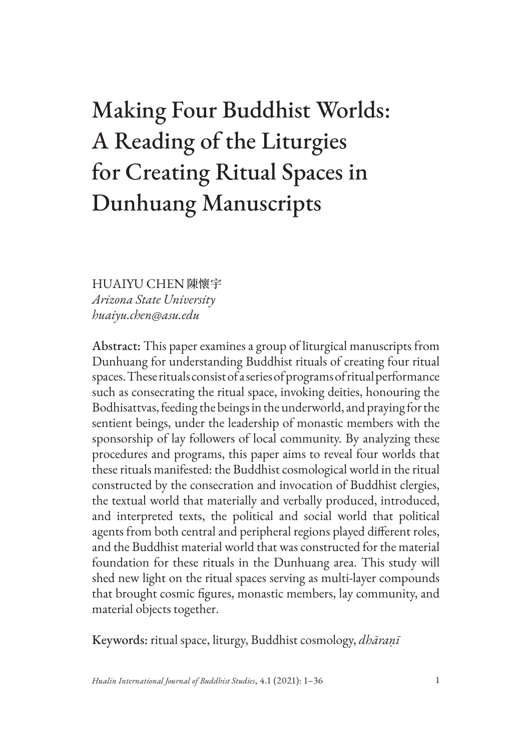# Making Four Buddhist Worlds: A Reading of the Liturgies for Creating Ritual Spaces in Dunhuang Manuscripts

HUAIYU CHEN 陳懷宇
*Arizona State University*
*huaiyu.chen@asu.edu*

**Abstract:** This paper examines a group of liturgical manuscripts from Dunhuang for understanding Buddhist rituals of creating four ritual spaces. These rituals consist of a series of programs of ritual performance such as consecrating the ritual space, invoking deities, honouring the Bodhisattvas, feeding the beings in the underworld, and praying for the sentient beings, under the leadership of monastic members with the sponsorship of lay followers of local community. By analyzing these procedures and programs, this paper aims to reveal four worlds that these rituals manifested: the Buddhist cosmological world in the ritual constructed by the consecration and invocation of Buddhist clergies, the textual world that materially and verbally produced, introduced, and interpreted texts, the political and social world that political agents from both central and peripheral regions played different roles, and the Buddhist material world that was constructed for the material foundation for these rituals in the Dunhuang area. This study will shed new light on the ritual spaces serving as multi-layer compounds that brought cosmic figures, monastic members, lay community, and material objects together.

**Keywords:** ritual space, liturgy, Buddhist cosmology, *dhāraṇī*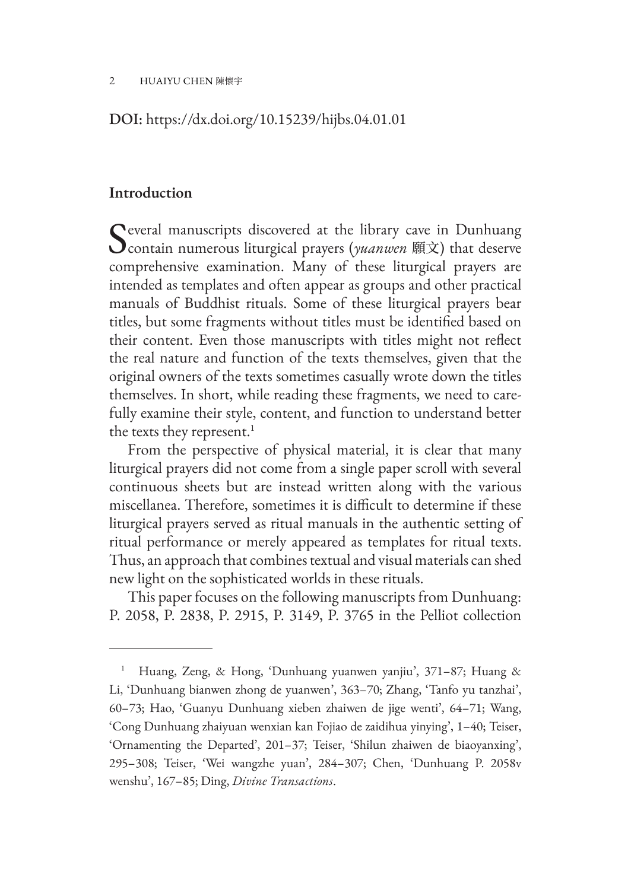**DOI:** https://dx.doi.org/10.15239/hijbs.04.01.01

## Introduction

Several manuscripts discovered at the library cave in Dunhuang contain numerous liturgical prayers (*yuanwen* 願文) that deserve comprehensive examination. Many of these liturgical prayers are intended as templates and often appear as groups and other practical manuals of Buddhist rituals. Some of these liturgical prayers bear titles, but some fragments without titles must be identified based on their content. Even those manuscripts with titles might not reflect the real nature and function of the texts themselves, given that the original owners of the texts sometimes casually wrote down the titles themselves. In short, while reading these fragments, we need to carefully examine their style, content, and function to understand better the texts they represent.[1]

From the perspective of physical material, it is clear that many liturgical prayers did not come from a single paper scroll with several continuous sheets but are instead written along with the various miscellanea. Therefore, sometimes it is difficult to determine if these liturgical prayers served as ritual manuals in the authentic setting of ritual performance or merely appeared as templates for ritual texts. Thus, an approach that combines textual and visual materials can shed new light on the sophisticated worlds in these rituals.

This paper focuses on the following manuscripts from Dunhuang: P. 2058, P. 2838, P. 2915, P. 3149, P. 3765 in the Pelliot collection

---

[1] Huang, Zeng, & Hong, 'Dunhuang yuanwen yanjiu', 371–87; Huang & Li, 'Dunhuang bianwen zhong de yuanwen', 363–70; Zhang, 'Tanfo yu tanzhai', 60–73; Hao, 'Guanyu Dunhuang xieben zhaiwen de jige wenti', 64–71; Wang, 'Cong Dunhuang zhaiyuan wenxian kan Fojiao de zaidihua yinying', 1–40; Teiser, 'Ornamenting the Departed', 201–37; Teiser, 'Shilun zhaiwen de biaoyanxing', 295–308; Teiser, 'Wei wangzhe yuan', 284–307; Chen, 'Dunhuang P. 2058v wenshu', 167–85; Ding, *Divine Transactions*.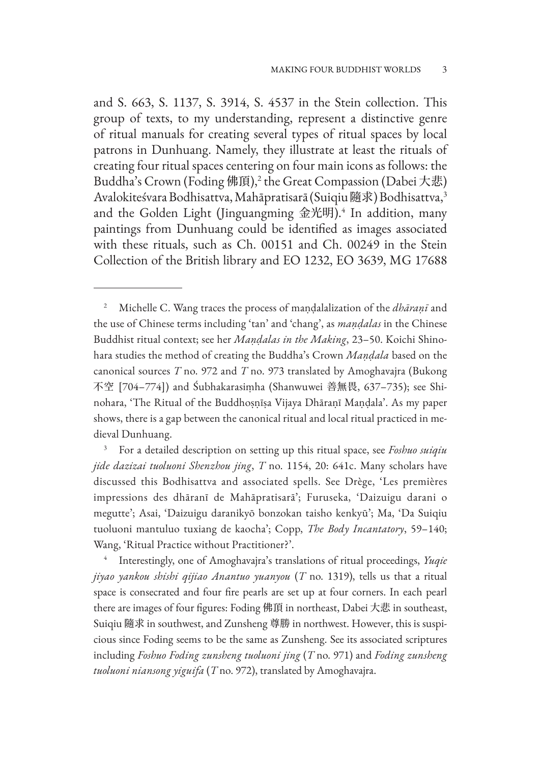and S. 663, S. 1137, S. 3914, S. 4537 in the Stein collection. This group of texts, to my understanding, represent a distinctive genre of ritual manuals for creating several types of ritual spaces by local patrons in Dunhuang. Namely, they illustrate at least the rituals of creating four ritual spaces centering on four main icons as follows: the Buddha's Crown (Foding 佛頂),[2] the Great Compassion (Dabei 大悲) Avalokiteśvara Bodhisattva, Mahāpratisarā (Suiqiu 隨求) Bodhisattva,[3] and the Golden Light (Jinguangming 金光明).[4] In addition, many paintings from Dunhuang could be identified as images associated with these rituals, such as Ch. 00151 and Ch. 00249 in the Stein Collection of the British library and EO 1232, EO 3639, MG 17688

---

[2] Michelle C. Wang traces the process of maṇḍalalization of the *dhāraṇī* and the use of Chinese terms including 'tan' and 'chang', as *maṇḍalas* in the Chinese Buddhist ritual context; see her *Maṇḍalas in the Making*, 23–50. Koichi Shinohara studies the method of creating the Buddha's Crown *Maṇḍala* based on the canonical sources *T* no. 972 and *T* no. 973 translated by Amoghavajra (Bukong 不空 [704–774]) and Śubhakarasiṃha (Shanwuwei 善無畏, 637–735); see Shinohara, 'The Ritual of the Buddhoṣṇīṣa Vijaya Dhāraṇī Maṇḍala'. As my paper shows, there is a gap between the canonical ritual and local ritual practiced in medieval Dunhuang.

[3] For a detailed description on setting up this ritual space, see *Foshuo suiqiu jide dazizai tuoluoni Shenzhou jing*, *T* no. 1154, 20: 641c. Many scholars have discussed this Bodhisattva and associated spells. See Drège, 'Les premières impressions des dhāranī de Mahāpratisarā'; Furuseka, 'Daizuigu darani o megutte'; Asai, 'Daizuigu daranikyō bonzokan taisho kenkyū'; Ma, 'Da Suiqiu tuoluoni mantuluo tuxiang de kaocha'; Copp, *The Body Incantatory*, 59–140; Wang, 'Ritual Practice without Practitioner?'.

[4] Interestingly, one of Amoghavajra's translations of ritual proceedings, *Yuqie jiyao yankou shishi qijiao Anantuo yuanyou* (*T* no. 1319), tells us that a ritual space is consecrated and four fire pearls are set up at four corners. In each pearl there are images of four figures: Foding 佛頂 in northeast, Dabei 大悲 in southeast, Suiqiu 隨求 in southwest, and Zunsheng 尊勝 in northwest. However, this is suspicious since Foding seems to be the same as Zunsheng. See its associated scriptures including *Foshuo Foding zunsheng tuoluoni jing* (*T* no. 971) and *Foding zunsheng tuoluoni niansong yiguifa* (*T* no. 972), translated by Amoghavajra.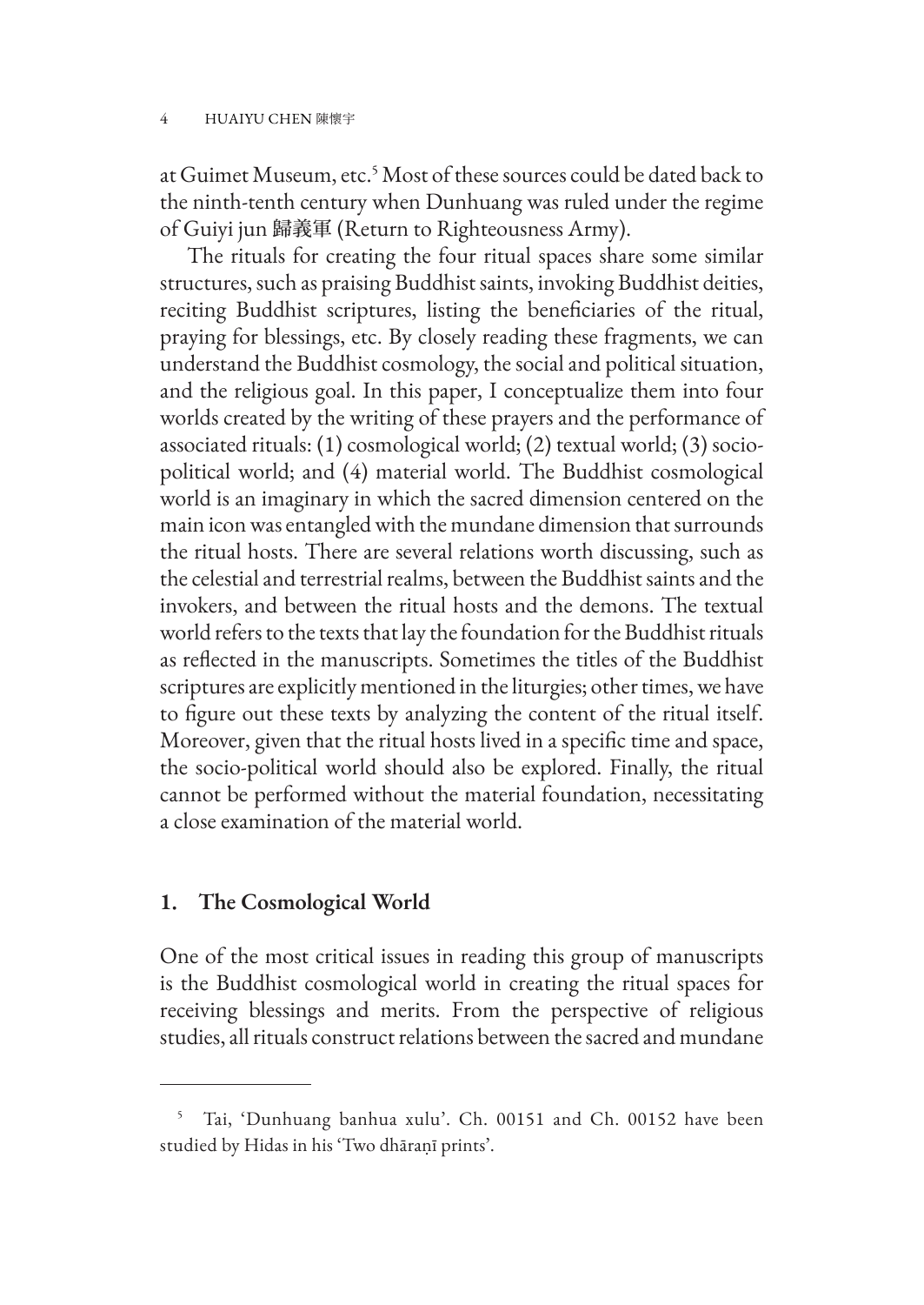at Guimet Museum, etc.[5] Most of these sources could be dated back to the ninth-tenth century when Dunhuang was ruled under the regime of Guiyi jun 歸義軍 (Return to Righteousness Army).

The rituals for creating the four ritual spaces share some similar structures, such as praising Buddhist saints, invoking Buddhist deities, reciting Buddhist scriptures, listing the beneficiaries of the ritual, praying for blessings, etc. By closely reading these fragments, we can understand the Buddhist cosmology, the social and political situation, and the religious goal. In this paper, I conceptualize them into four worlds created by the writing of these prayers and the performance of associated rituals: (1) cosmological world; (2) textual world; (3) socio-political world; and (4) material world. The Buddhist cosmological world is an imaginary in which the sacred dimension centered on the main icon was entangled with the mundane dimension that surrounds the ritual hosts. There are several relations worth discussing, such as the celestial and terrestrial realms, between the Buddhist saints and the invokers, and between the ritual hosts and the demons. The textual world refers to the texts that lay the foundation for the Buddhist rituals as reflected in the manuscripts. Sometimes the titles of the Buddhist scriptures are explicitly mentioned in the liturgies; other times, we have to figure out these texts by analyzing the content of the ritual itself. Moreover, given that the ritual hosts lived in a specific time and space, the socio-political world should also be explored. Finally, the ritual cannot be performed without the material foundation, necessitating a close examination of the material world.

## 1. The Cosmological World

One of the most critical issues in reading this group of manuscripts is the Buddhist cosmological world in creating the ritual spaces for receiving blessings and merits. From the perspective of religious studies, all rituals construct relations between the sacred and mundane

---

[5] Tai, 'Dunhuang banhua xulu'. Ch. 00151 and Ch. 00152 have been studied by Hidas in his 'Two dhāraṇī prints'.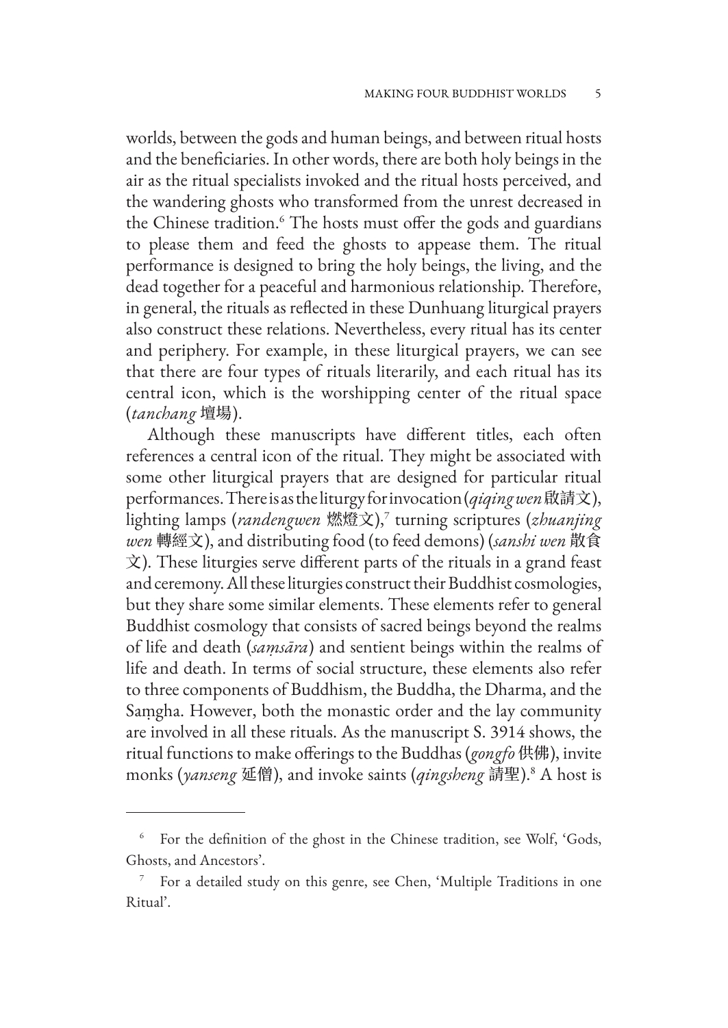worlds, between the gods and human beings, and between ritual hosts and the beneficiaries. In other words, there are both holy beings in the air as the ritual specialists invoked and the ritual hosts perceived, and the wandering ghosts who transformed from the unrest decreased in the Chinese tradition.[6] The hosts must offer the gods and guardians to please them and feed the ghosts to appease them. The ritual performance is designed to bring the holy beings, the living, and the dead together for a peaceful and harmonious relationship. Therefore, in general, the rituals as reflected in these Dunhuang liturgical prayers also construct these relations. Nevertheless, every ritual has its center and periphery. For example, in these liturgical prayers, we can see that there are four types of rituals literarily, and each ritual has its central icon, which is the worshipping center of the ritual space (*tanchang* 壇場).

Although these manuscripts have different titles, each often references a central icon of the ritual. They might be associated with some other liturgical prayers that are designed for particular ritual performances. There is as the liturgy for invocation (*qiqing wen* 啟請文), lighting lamps (*randengwen* 燃燈文),[7] turning scriptures (*zhuanjing wen* 轉經文), and distributing food (to feed demons) (*sanshi wen* 散食文). These liturgies serve different parts of the rituals in a grand feast and ceremony. All these liturgies construct their Buddhist cosmologies, but they share some similar elements. These elements refer to general Buddhist cosmology that consists of sacred beings beyond the realms of life and death (*saṃsāra*) and sentient beings within the realms of life and death. In terms of social structure, these elements also refer to three components of Buddhism, the Buddha, the Dharma, and the Saṃgha. However, both the monastic order and the lay community are involved in all these rituals. As the manuscript S. 3914 shows, the ritual functions to make offerings to the Buddhas (*gongfo* 供佛), invite monks (*yanseng* 延僧), and invoke saints (*qingsheng* 請聖).[8] A host is

---

[6] For the definition of the ghost in the Chinese tradition, see Wolf, 'Gods, Ghosts, and Ancestors'.

[7] For a detailed study on this genre, see Chen, 'Multiple Traditions in one Ritual'.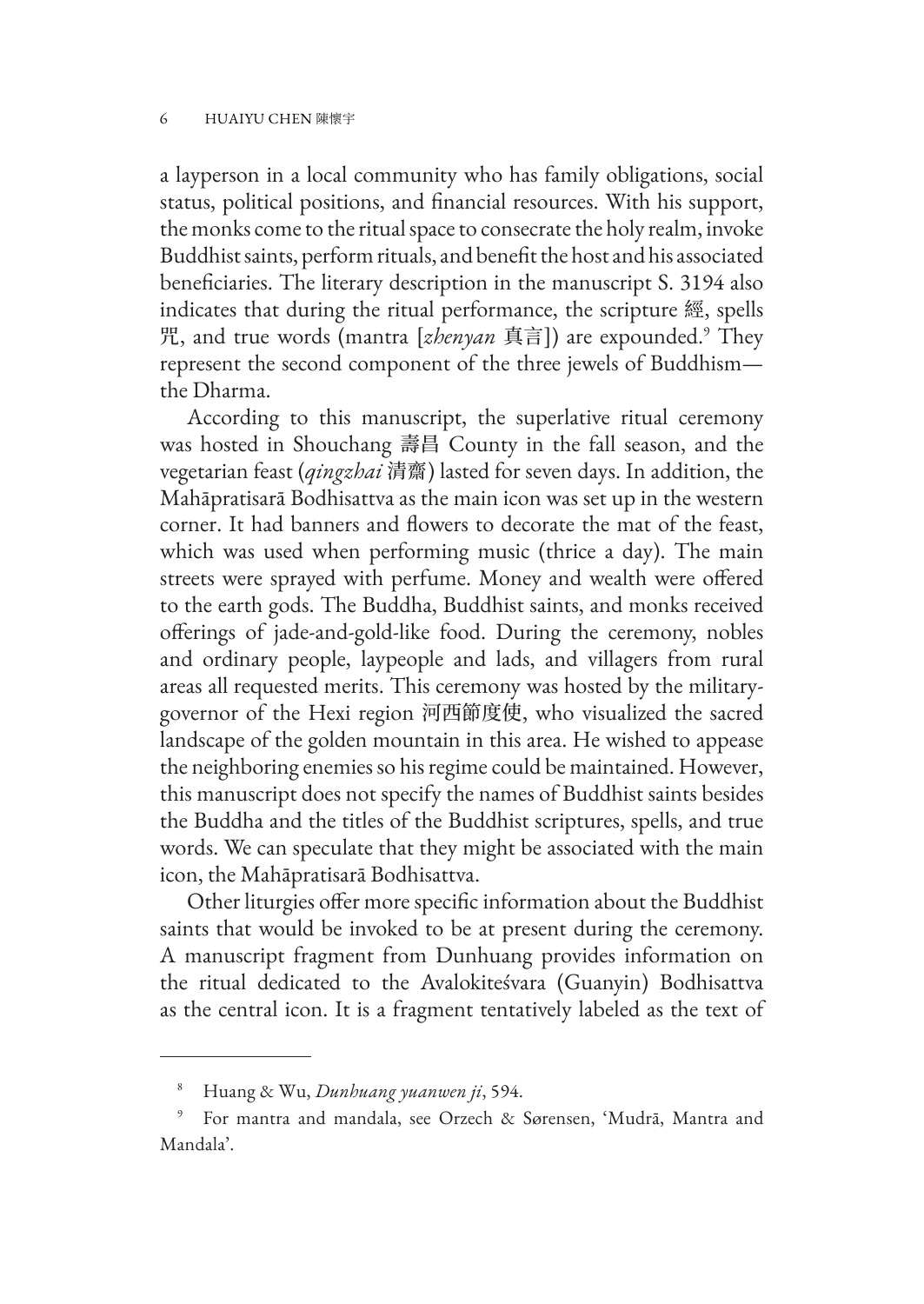a layperson in a local community who has family obligations, social status, political positions, and financial resources. With his support, the monks come to the ritual space to consecrate the holy realm, invoke Buddhist saints, perform rituals, and benefit the host and his associated beneficiaries. The literary description in the manuscript S. 3194 also indicates that during the ritual performance, the scripture 經, spells 咒, and true words (mantra [*zhenyan* 真言]) are expounded.[9] They represent the second component of the three jewels of Buddhism—the Dharma.

According to this manuscript, the superlative ritual ceremony was hosted in Shouchang 壽昌 County in the fall season, and the vegetarian feast (*qingzhai* 清齋) lasted for seven days. In addition, the Mahāpratisarā Bodhisattva as the main icon was set up in the western corner. It had banners and flowers to decorate the mat of the feast, which was used when performing music (thrice a day). The main streets were sprayed with perfume. Money and wealth were offered to the earth gods. The Buddha, Buddhist saints, and monks received offerings of jade-and-gold-like food. During the ceremony, nobles and ordinary people, laypeople and lads, and villagers from rural areas all requested merits. This ceremony was hosted by the military-governor of the Hexi region 河西節度使, who visualized the sacred landscape of the golden mountain in this area. He wished to appease the neighboring enemies so his regime could be maintained. However, this manuscript does not specify the names of Buddhist saints besides the Buddha and the titles of the Buddhist scriptures, spells, and true words. We can speculate that they might be associated with the main icon, the Mahāpratisarā Bodhisattva.

Other liturgies offer more specific information about the Buddhist saints that would be invoked to be at present during the ceremony. A manuscript fragment from Dunhuang provides information on the ritual dedicated to the Avalokiteśvara (Guanyin) Bodhisattva as the central icon. It is a fragment tentatively labeled as the text of

---

[8] Huang & Wu, *Dunhuang yuanwen ji*, 594.

[9] For mantra and mandala, see Orzech & Sørensen, 'Mudrā, Mantra and Mandala'.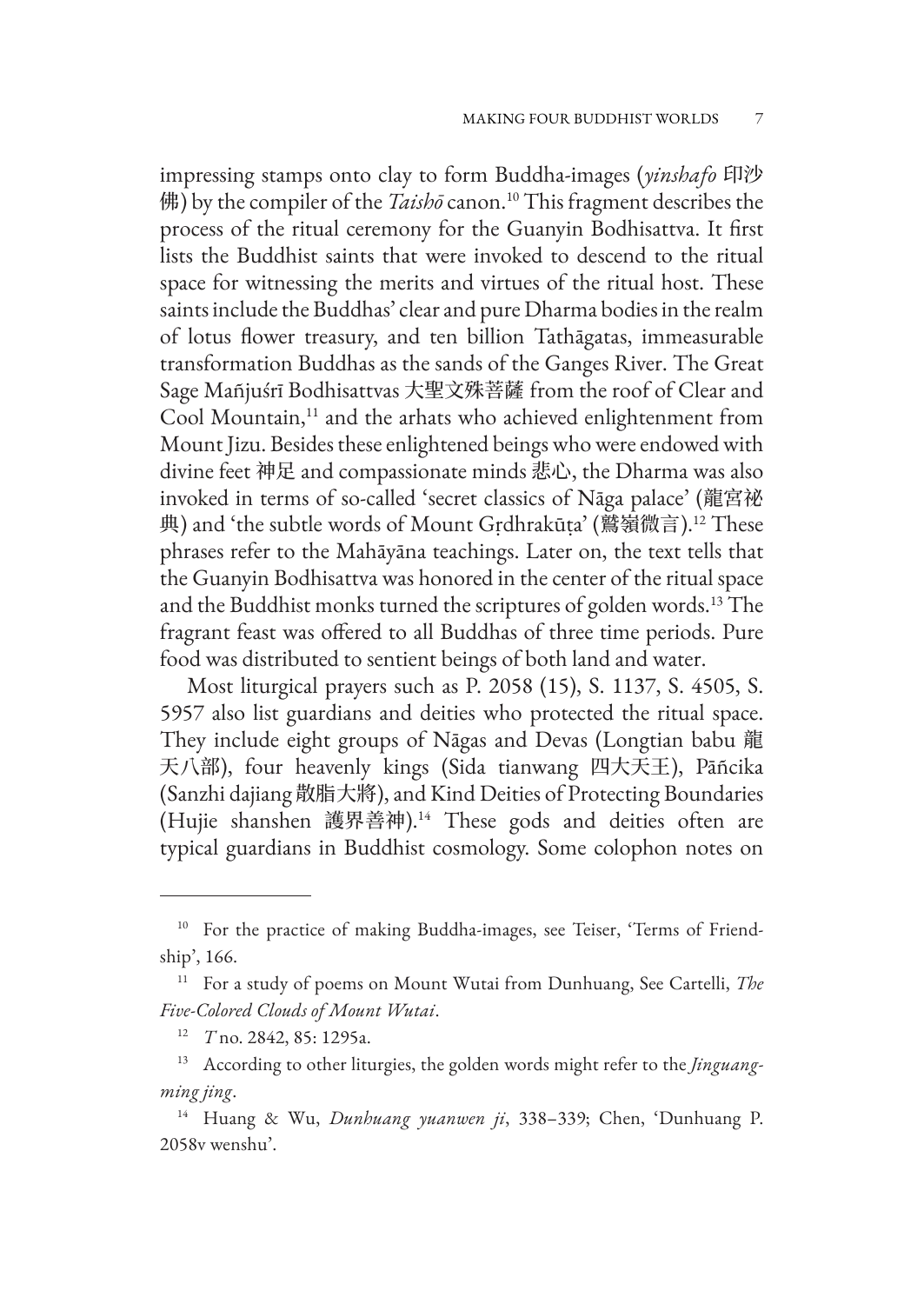impressing stamps onto clay to form Buddha-images (*yinshafo* 印沙佛) by the compiler of the *Taishō* canon.[10] This fragment describes the process of the ritual ceremony for the Guanyin Bodhisattva. It first lists the Buddhist saints that were invoked to descend to the ritual space for witnessing the merits and virtues of the ritual host. These saints include the Buddhas' clear and pure Dharma bodies in the realm of lotus flower treasury, and ten billion Tathāgatas, immeasurable transformation Buddhas as the sands of the Ganges River. The Great Sage Mañjuśrī Bodhisattvas 大聖文殊菩薩 from the roof of Clear and Cool Mountain,[11] and the arhats who achieved enlightenment from Mount Jizu. Besides these enlightened beings who were endowed with divine feet 神足 and compassionate minds 悲心, the Dharma was also invoked in terms of so-called 'secret classics of Nāga palace' (龍宮祕典) and 'the subtle words of Mount Gṛdhrakūṭa' (鷲嶺微言).[12] These phrases refer to the Mahāyāna teachings. Later on, the text tells that the Guanyin Bodhisattva was honored in the center of the ritual space and the Buddhist monks turned the scriptures of golden words.[13] The fragrant feast was offered to all Buddhas of three time periods. Pure food was distributed to sentient beings of both land and water.

Most liturgical prayers such as P. 2058 (15), S. 1137, S. 4505, S. 5957 also list guardians and deities who protected the ritual space. They include eight groups of Nāgas and Devas (Longtian babu 龍天八部), four heavenly kings (Sida tianwang 四大天王), Pāñcika (Sanzhi dajiang 散脂大將), and Kind Deities of Protecting Boundaries (Hujie shanshen 護界善神).[14] These gods and deities often are typical guardians in Buddhist cosmology. Some colophon notes on

---

[10] For the practice of making Buddha-images, see Teiser, 'Terms of Friendship', 166.

[11] For a study of poems on Mount Wutai from Dunhuang, See Cartelli, *The Five-Colored Clouds of Mount Wutai*.

[12] *T* no. 2842, 85: 1295a.

[13] According to other liturgies, the golden words might refer to the *Jinguangming jing*.

[14] Huang & Wu, *Dunhuang yuanwen ji*, 338–339; Chen, 'Dunhuang P. 2058v wenshu'.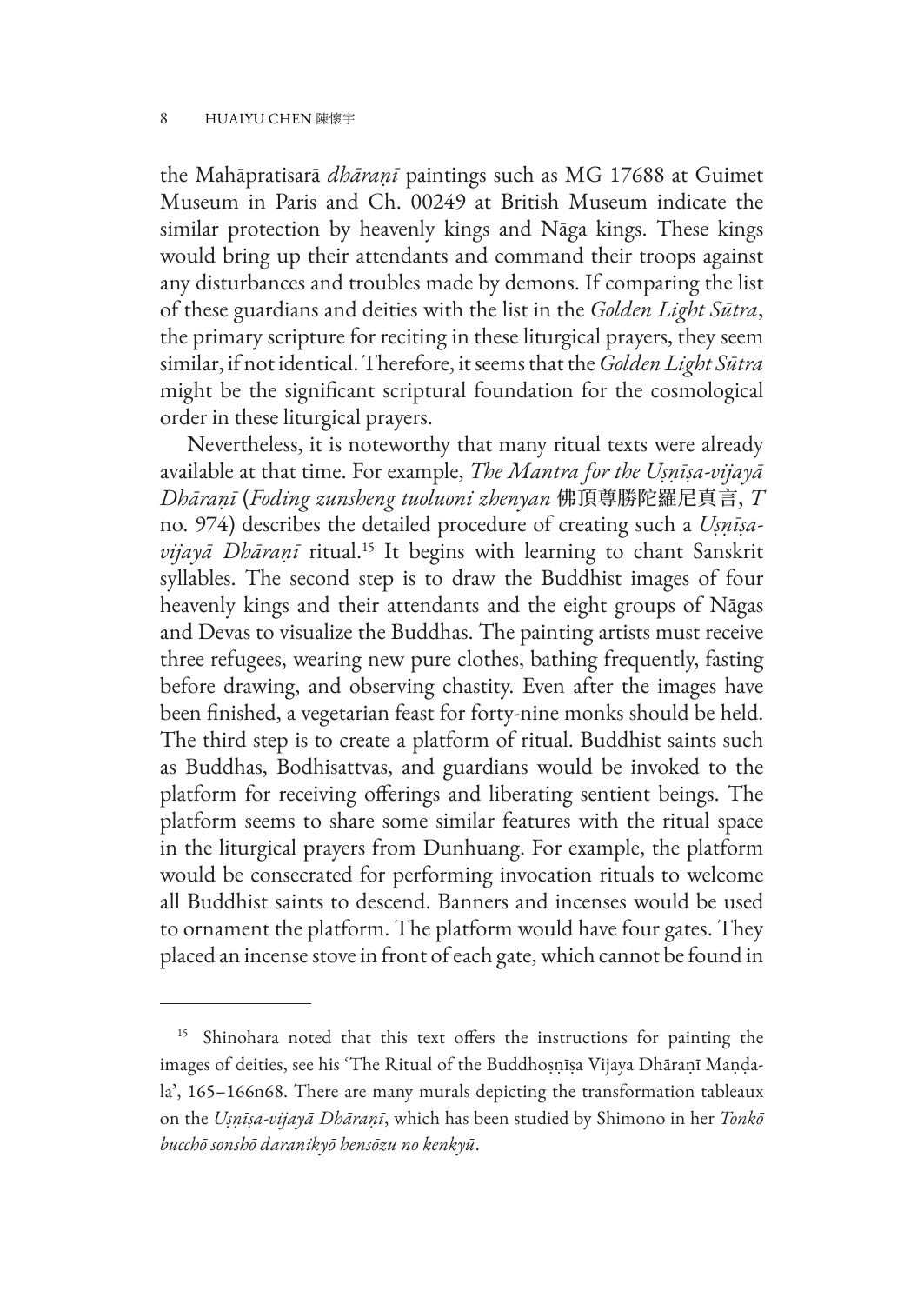the Mahāpratisarā *dhāraṇī* paintings such as MG 17688 at Guimet Museum in Paris and Ch. 00249 at British Museum indicate the similar protection by heavenly kings and Nāga kings. These kings would bring up their attendants and command their troops against any disturbances and troubles made by demons. If comparing the list of these guardians and deities with the list in the *Golden Light Sūtra*, the primary scripture for reciting in these liturgical prayers, they seem similar, if not identical. Therefore, it seems that the *Golden Light Sūtra* might be the significant scriptural foundation for the cosmological order in these liturgical prayers.

Nevertheless, it is noteworthy that many ritual texts were already available at that time. For example, *The Mantra for the Uṣṇīṣa-vijayā Dhāraṇī* (*Foding zunsheng tuoluoni zhenyan* 佛頂尊勝陀羅尼真言, *T* no. 974) describes the detailed procedure of creating such a *Uṣṇīṣa-vijayā Dhāraṇī* ritual.[15] It begins with learning to chant Sanskrit syllables. The second step is to draw the Buddhist images of four heavenly kings and their attendants and the eight groups of Nāgas and Devas to visualize the Buddhas. The painting artists must receive three refugees, wearing new pure clothes, bathing frequently, fasting before drawing, and observing chastity. Even after the images have been finished, a vegetarian feast for forty-nine monks should be held. The third step is to create a platform of ritual. Buddhist saints such as Buddhas, Bodhisattvas, and guardians would be invoked to the platform for receiving offerings and liberating sentient beings. The platform seems to share some similar features with the ritual space in the liturgical prayers from Dunhuang. For example, the platform would be consecrated for performing invocation rituals to welcome all Buddhist saints to descend. Banners and incenses would be used to ornament the platform. The platform would have four gates. They placed an incense stove in front of each gate, which cannot be found in

---

[15] Shinohara noted that this text offers the instructions for painting the images of deities, see his 'The Ritual of the Buddhoṣṇīṣa Vijaya Dhāraṇī Maṇḍala', 165–166n68. There are many murals depicting the transformation tableaux on the *Uṣṇīṣa-vijayā Dhāraṇī*, which has been studied by Shimono in her *Tonkō bucchō sonshō daranikyō hensōzu no kenkyū*.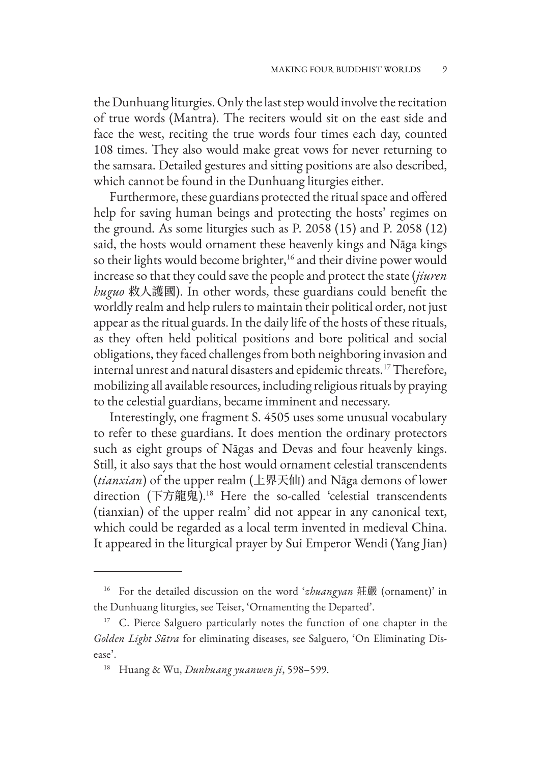the Dunhuang liturgies. Only the last step would involve the recitation of true words (Mantra). The reciters would sit on the east side and face the west, reciting the true words four times each day, counted 108 times. They also would make great vows for never returning to the samsara. Detailed gestures and sitting positions are also described, which cannot be found in the Dunhuang liturgies either.

Furthermore, these guardians protected the ritual space and offered help for saving human beings and protecting the hosts' regimes on the ground. As some liturgies such as P. 2058 (15) and P. 2058 (12) said, the hosts would ornament these heavenly kings and Nāga kings so their lights would become brighter,[16] and their divine power would increase so that they could save the people and protect the state (*jiuren huguo* 救人護國). In other words, these guardians could benefit the worldly realm and help rulers to maintain their political order, not just appear as the ritual guards. In the daily life of the hosts of these rituals, as they often held political positions and bore political and social obligations, they faced challenges from both neighboring invasion and internal unrest and natural disasters and epidemic threats.[17] Therefore, mobilizing all available resources, including religious rituals by praying to the celestial guardians, became imminent and necessary.

Interestingly, one fragment S. 4505 uses some unusual vocabulary to refer to these guardians. It does mention the ordinary protectors such as eight groups of Nāgas and Devas and four heavenly kings. Still, it also says that the host would ornament celestial transcendents (*tianxian*) of the upper realm (上界天仙) and Nāga demons of lower direction (下方龍鬼).[18] Here the so-called 'celestial transcendents (tianxian) of the upper realm' did not appear in any canonical text, which could be regarded as a local term invented in medieval China. It appeared in the liturgical prayer by Sui Emperor Wendi (Yang Jian)

---

[16] For the detailed discussion on the word '*zhuangyan* 莊嚴 (ornament)' in the Dunhuang liturgies, see Teiser, 'Ornamenting the Departed'.

[17] C. Pierce Salguero particularly notes the function of one chapter in the *Golden Light Sūtra* for eliminating diseases, see Salguero, 'On Eliminating Disease'.

[18] Huang & Wu, *Dunhuang yuanwen ji*, 598–599.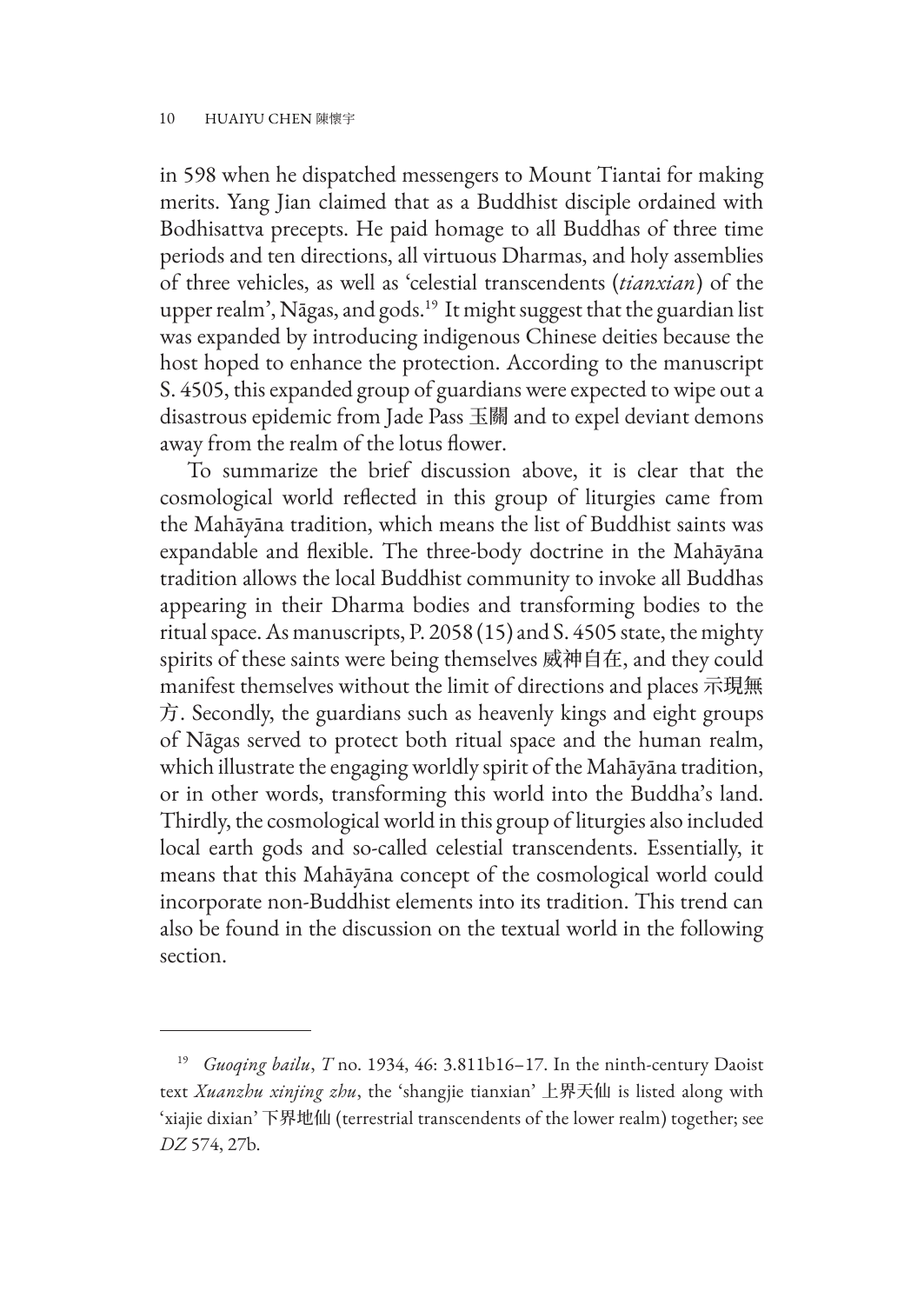in 598 when he dispatched messengers to Mount Tiantai for making merits. Yang Jian claimed that as a Buddhist disciple ordained with Bodhisattva precepts. He paid homage to all Buddhas of three time periods and ten directions, all virtuous Dharmas, and holy assemblies of three vehicles, as well as 'celestial transcendents (*tianxian*) of the upper realm', Nāgas, and gods.[19] It might suggest that the guardian list was expanded by introducing indigenous Chinese deities because the host hoped to enhance the protection. According to the manuscript S. 4505, this expanded group of guardians were expected to wipe out a disastrous epidemic from Jade Pass 玉關 and to expel deviant demons away from the realm of the lotus flower.

To summarize the brief discussion above, it is clear that the cosmological world reflected in this group of liturgies came from the Mahāyāna tradition, which means the list of Buddhist saints was expandable and flexible. The three-body doctrine in the Mahāyāna tradition allows the local Buddhist community to invoke all Buddhas appearing in their Dharma bodies and transforming bodies to the ritual space. As manuscripts, P. 2058 (15) and S. 4505 state, the mighty spirits of these saints were being themselves 威神自在, and they could manifest themselves without the limit of directions and places 示現無方. Secondly, the guardians such as heavenly kings and eight groups of Nāgas served to protect both ritual space and the human realm, which illustrate the engaging worldly spirit of the Mahāyāna tradition, or in other words, transforming this world into the Buddha's land. Thirdly, the cosmological world in this group of liturgies also included local earth gods and so-called celestial transcendents. Essentially, it means that this Mahāyāna concept of the cosmological world could incorporate non-Buddhist elements into its tradition. This trend can also be found in the discussion on the textual world in the following section.

---

[19] *Guoqing bailu*, *T* no. 1934, 46: 3.811b16–17. In the ninth-century Daoist text *Xuanzhu xinjing zhu*, the 'shangjie tianxian' 上界天仙 is listed along with 'xiajie dixian' 下界地仙 (terrestrial transcendents of the lower realm) together; see *DZ* 574, 27b.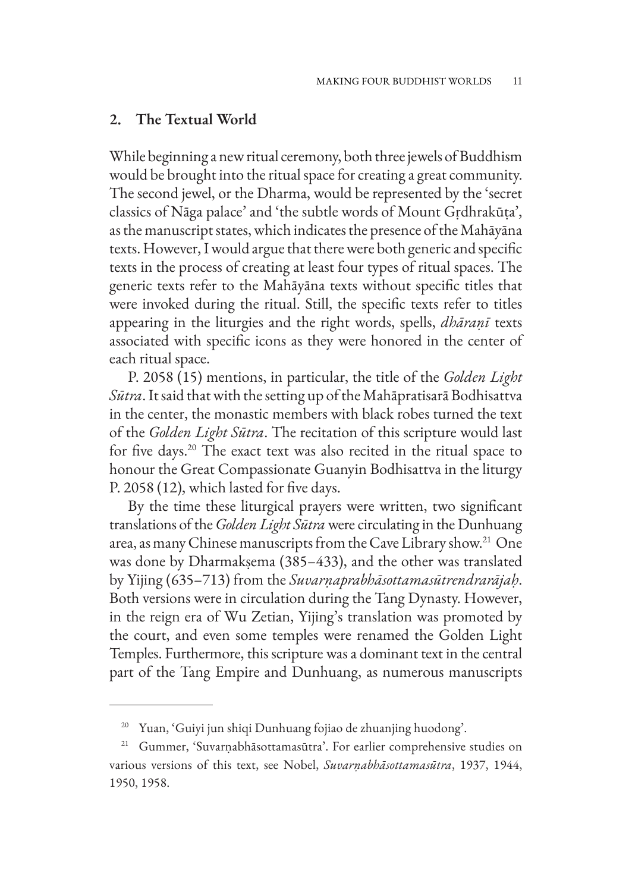## 2. The Textual World

While beginning a new ritual ceremony, both three jewels of Buddhism would be brought into the ritual space for creating a great community. The second jewel, or the Dharma, would be represented by the 'secret classics of Nāga palace' and 'the subtle words of Mount Gṛdhrakūṭa', as the manuscript states, which indicates the presence of the Mahāyāna texts. However, I would argue that there were both generic and specific texts in the process of creating at least four types of ritual spaces. The generic texts refer to the Mahāyāna texts without specific titles that were invoked during the ritual. Still, the specific texts refer to titles appearing in the liturgies and the right words, spells, *dhāraṇī* texts associated with specific icons as they were honored in the center of each ritual space.

P. 2058 (15) mentions, in particular, the title of the *Golden Light Sūtra*. It said that with the setting up of the Mahāpratisarā Bodhisattva in the center, the monastic members with black robes turned the text of the *Golden Light Sūtra*. The recitation of this scripture would last for five days.[20] The exact text was also recited in the ritual space to honour the Great Compassionate Guanyin Bodhisattva in the liturgy P. 2058 (12), which lasted for five days.

By the time these liturgical prayers were written, two significant translations of the *Golden Light Sūtra* were circulating in the Dunhuang area, as many Chinese manuscripts from the Cave Library show.[21] One was done by Dharmakṣema (385–433), and the other was translated by Yijing (635–713) from the *Suvarṇaprabhāsottamasūtrendrarājaḥ*. Both versions were in circulation during the Tang Dynasty. However, in the reign era of Wu Zetian, Yijing's translation was promoted by the court, and even some temples were renamed the Golden Light Temples. Furthermore, this scripture was a dominant text in the central part of the Tang Empire and Dunhuang, as numerous manuscripts

---

[20] Yuan, 'Guiyi jun shiqi Dunhuang fojiao de zhuanjing huodong'.

[21] Gummer, 'Suvarṇabhāsottamasūtra'. For earlier comprehensive studies on various versions of this text, see Nobel, *Suvarṇabhāsottamasūtra*, 1937, 1944, 1950, 1958.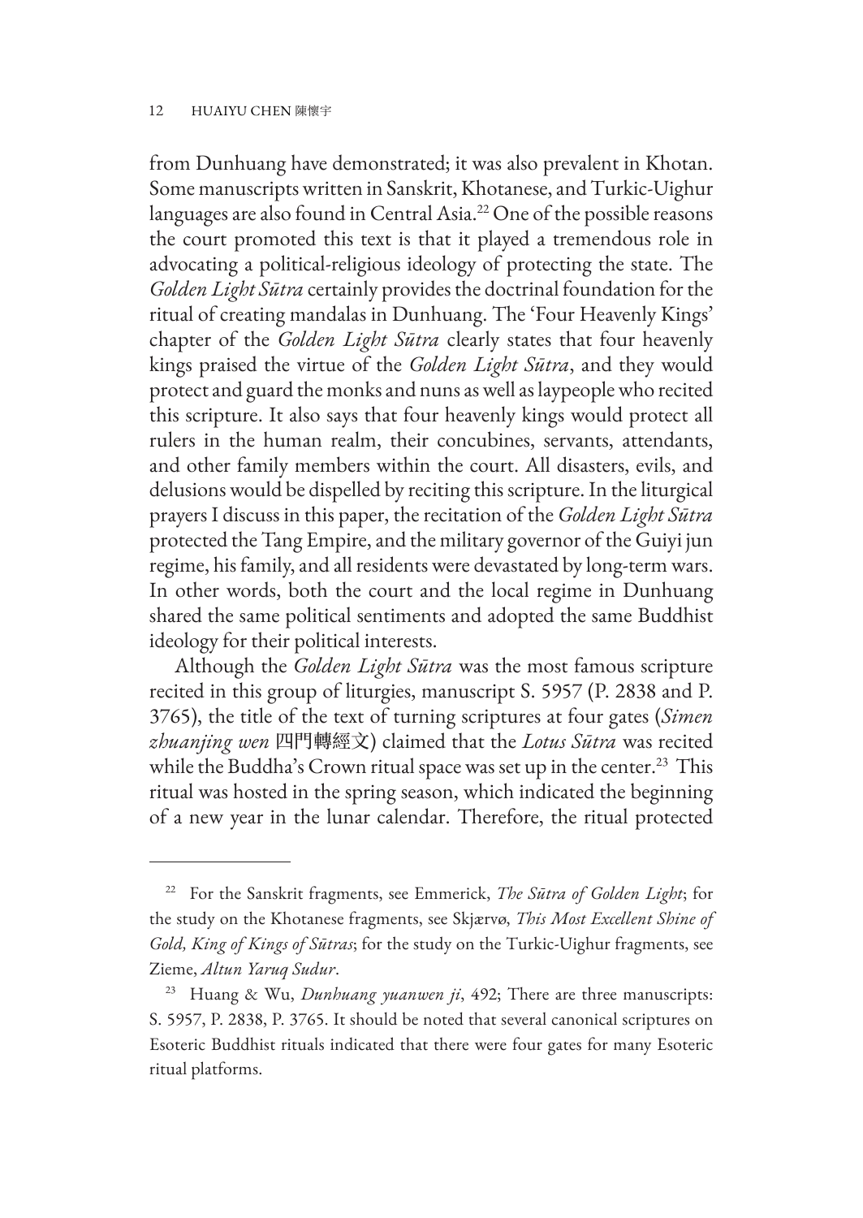from Dunhuang have demonstrated; it was also prevalent in Khotan. Some manuscripts written in Sanskrit, Khotanese, and Turkic-Uighur languages are also found in Central Asia.[22] One of the possible reasons the court promoted this text is that it played a tremendous role in advocating a political-religious ideology of protecting the state. The *Golden Light Sūtra* certainly provides the doctrinal foundation for the ritual of creating mandalas in Dunhuang. The 'Four Heavenly Kings' chapter of the *Golden Light Sūtra* clearly states that four heavenly kings praised the virtue of the *Golden Light Sūtra*, and they would protect and guard the monks and nuns as well as laypeople who recited this scripture. It also says that four heavenly kings would protect all rulers in the human realm, their concubines, servants, attendants, and other family members within the court. All disasters, evils, and delusions would be dispelled by reciting this scripture. In the liturgical prayers I discuss in this paper, the recitation of the *Golden Light Sūtra* protected the Tang Empire, and the military governor of the Guiyi jun regime, his family, and all residents were devastated by long-term wars. In other words, both the court and the local regime in Dunhuang shared the same political sentiments and adopted the same Buddhist ideology for their political interests.

Although the *Golden Light Sūtra* was the most famous scripture recited in this group of liturgies, manuscript S. 5957 (P. 2838 and P. 3765), the title of the text of turning scriptures at four gates (*Simen zhuanjing wen* 四門轉經文) claimed that the *Lotus Sūtra* was recited while the Buddha's Crown ritual space was set up in the center.[23] This ritual was hosted in the spring season, which indicated the beginning of a new year in the lunar calendar. Therefore, the ritual protected

---

[22] For the Sanskrit fragments, see Emmerick, *The Sūtra of Golden Light*; for the study on the Khotanese fragments, see Skjærvø, *This Most Excellent Shine of Gold, King of Kings of Sūtras*; for the study on the Turkic-Uighur fragments, see Zieme, *Altun Yaruq Sudur*.

[23] Huang & Wu, *Dunhuang yuanwen ji*, 492; There are three manuscripts: S. 5957, P. 2838, P. 3765. It should be noted that several canonical scriptures on Esoteric Buddhist rituals indicated that there were four gates for many Esoteric ritual platforms.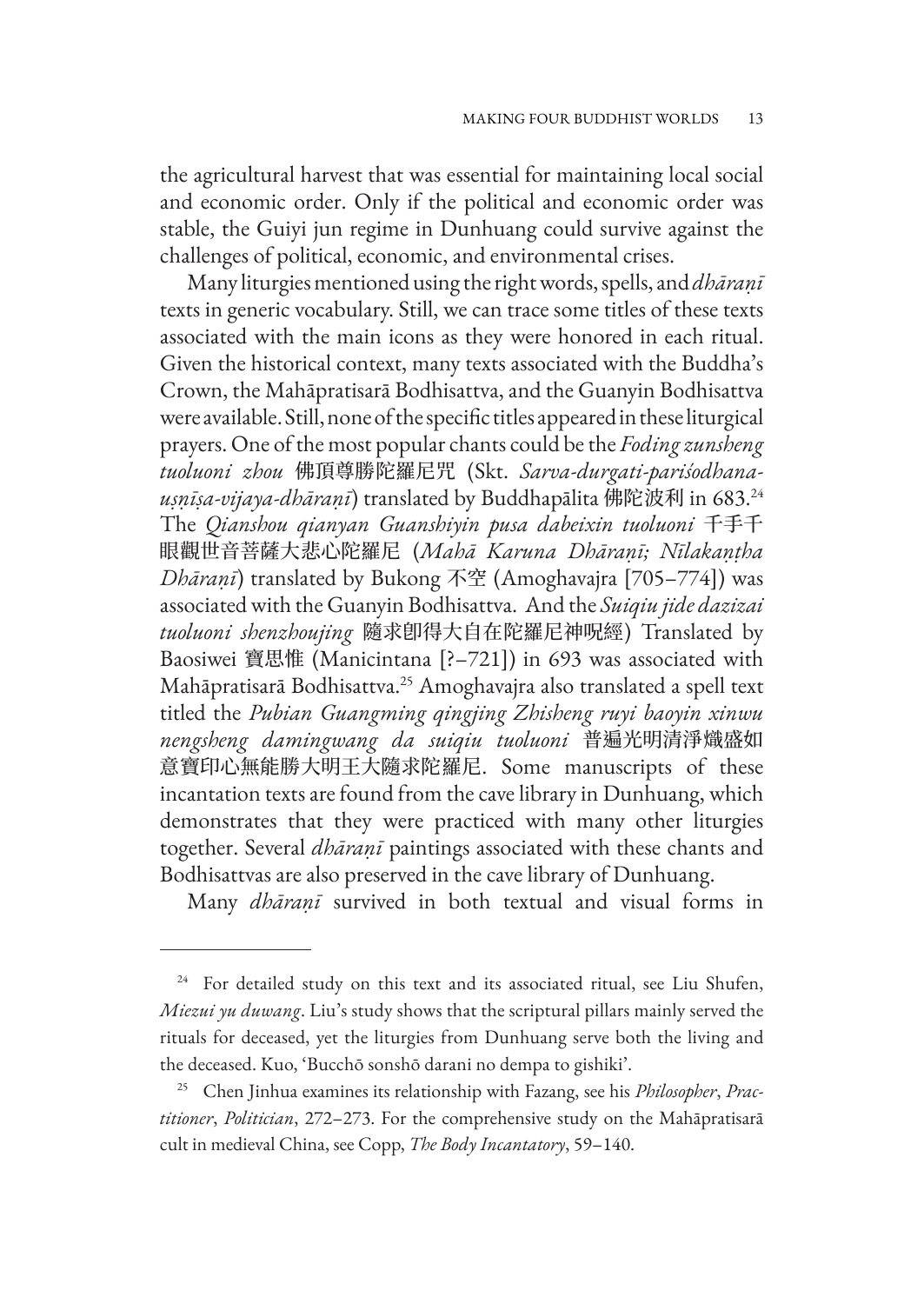the agricultural harvest that was essential for maintaining local social and economic order. Only if the political and economic order was stable, the Guiyi jun regime in Dunhuang could survive against the challenges of political, economic, and environmental crises.

Many liturgies mentioned using the right words, spells, and *dhāraṇī* texts in generic vocabulary. Still, we can trace some titles of these texts associated with the main icons as they were honored in each ritual. Given the historical context, many texts associated with the Buddha's Crown, the Mahāpratisarā Bodhisattva, and the Guanyin Bodhisattva were available. Still, none of the specific titles appeared in these liturgical prayers. One of the most popular chants could be the *Foding zunsheng tuoluoni zhou* 佛頂尊勝陀羅尼咒 (Skt. *Sarva-durgati-pariśodhana-uṣṇīṣa-vijaya-dhāraṇī*) translated by Buddhapālita 佛陀波利 in 683.[24] The *Qianshou qianyan Guanshiyin pusa dabeixin tuoluoni* 千手千眼觀世音菩薩大悲心陀羅尼 (*Mahā Karuna Dhāraṇī; Nīlakaṇṭha Dhāraṇī*) translated by Bukong 不空 (Amoghavajra [705–774]) was associated with the Guanyin Bodhisattva. And the *Suiqiu jide dazizai tuoluoni shenzhoujing* 隨求卽得大自在陀羅尼神呪經) Translated by Baosiwei 寶思惟 (Manicintana [?–721]) in 693 was associated with Mahāpratisarā Bodhisattva.[25] Amoghavajra also translated a spell text titled the *Pubian Guangming qingjing Zhisheng ruyi baoyin xinwu nengsheng damingwang da suiqiu tuoluoni* 普遍光明清淨熾盛如意寶印心無能勝大明王大隨求陀羅尼. Some manuscripts of these incantation texts are found from the cave library in Dunhuang, which demonstrates that they were practiced with many other liturgies together. Several *dhāraṇī* paintings associated with these chants and Bodhisattvas are also preserved in the cave library of Dunhuang.

Many *dhāraṇī* survived in both textual and visual forms in

---

[24] For detailed study on this text and its associated ritual, see Liu Shufen, *Miezui yu duwang*. Liu's study shows that the scriptural pillars mainly served the rituals for deceased, yet the liturgies from Dunhuang serve both the living and the deceased. Kuo, 'Bucchō sonshō darani no dempa to gishiki'.

[25] Chen Jinhua examines its relationship with Fazang, see his *Philosopher*, *Practitioner*, *Politician*, 272–273. For the comprehensive study on the Mahāpratisarā cult in medieval China, see Copp, *The Body Incantatory*, 59–140.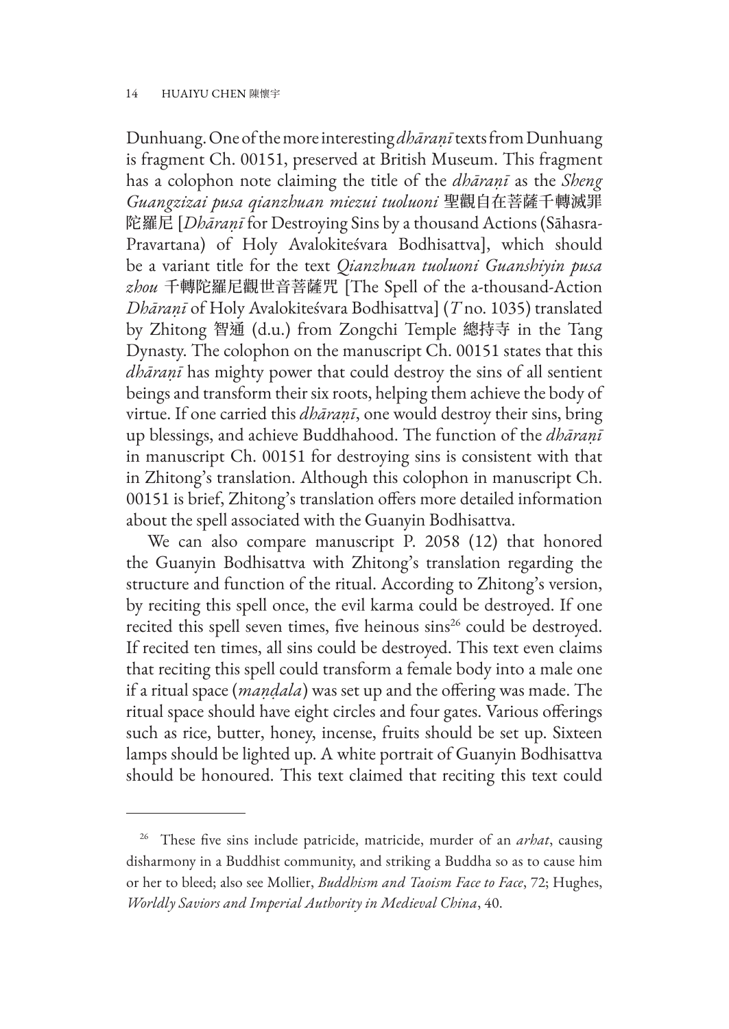Dunhuang. One of the more interesting *dhāraṇī* texts from Dunhuang is fragment Ch. 00151, preserved at British Museum. This fragment has a colophon note claiming the title of the *dhāraṇī* as the *Sheng Guangzizai pusa qianzhuan miezui tuoluoni* 聖觀自在菩薩千轉滅罪陀羅尼 [*Dhāraṇī* for Destroying Sins by a thousand Actions (Sāhasra-Pravartana) of Holy Avalokiteśvara Bodhisattva], which should be a variant title for the text *Qianzhuan tuoluoni Guanshiyin pusa zhou* 千轉陀羅尼觀世音菩薩咒 [The Spell of the a-thousand-Action *Dhāraṇī* of Holy Avalokiteśvara Bodhisattva] (*T* no. 1035) translated by Zhitong 智通 (d.u.) from Zongchi Temple 總持寺 in the Tang Dynasty. The colophon on the manuscript Ch. 00151 states that this *dhāraṇī* has mighty power that could destroy the sins of all sentient beings and transform their six roots, helping them achieve the body of virtue. If one carried this *dhāraṇī*, one would destroy their sins, bring up blessings, and achieve Buddhahood. The function of the *dhāraṇī* in manuscript Ch. 00151 for destroying sins is consistent with that in Zhitong's translation. Although this colophon in manuscript Ch. 00151 is brief, Zhitong's translation offers more detailed information about the spell associated with the Guanyin Bodhisattva.

We can also compare manuscript P. 2058 (12) that honored the Guanyin Bodhisattva with Zhitong's translation regarding the structure and function of the ritual. According to Zhitong's version, by reciting this spell once, the evil karma could be destroyed. If one recited this spell seven times, five heinous sins[26] could be destroyed. If recited ten times, all sins could be destroyed. This text even claims that reciting this spell could transform a female body into a male one if a ritual space (*maṇḍala*) was set up and the offering was made. The ritual space should have eight circles and four gates. Various offerings such as rice, butter, honey, incense, fruits should be set up. Sixteen lamps should be lighted up. A white portrait of Guanyin Bodhisattva should be honoured. This text claimed that reciting this text could

---

[26] These five sins include patricide, matricide, murder of an *arhat*, causing disharmony in a Buddhist community, and striking a Buddha so as to cause him or her to bleed; also see Mollier, *Buddhism and Taoism Face to Face*, 72; Hughes, *Worldly Saviors and Imperial Authority in Medieval China*, 40.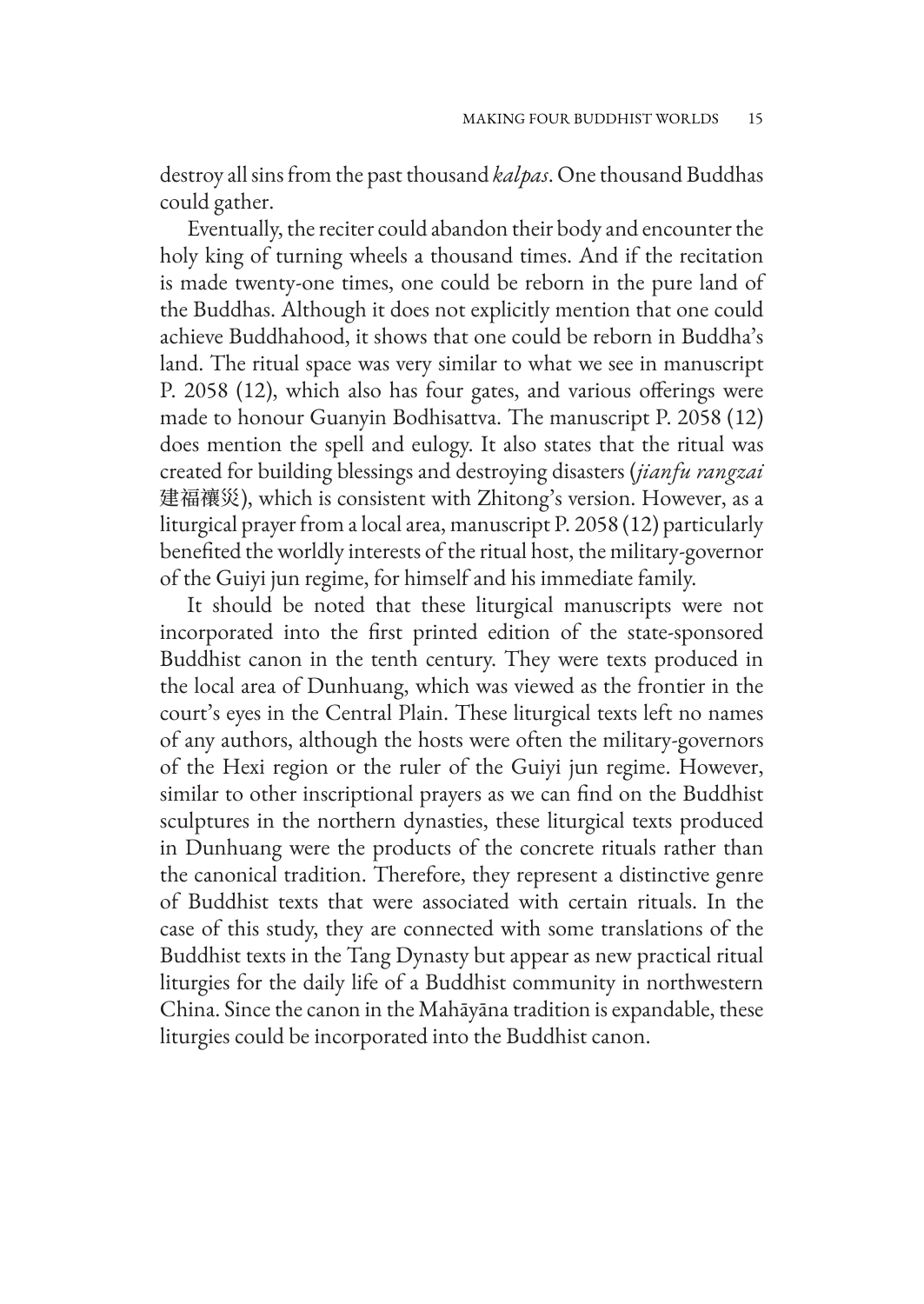destroy all sins from the past thousand *kalpas*. One thousand Buddhas could gather.

Eventually, the reciter could abandon their body and encounter the holy king of turning wheels a thousand times. And if the recitation is made twenty-one times, one could be reborn in the pure land of the Buddhas. Although it does not explicitly mention that one could achieve Buddhahood, it shows that one could be reborn in Buddha's land. The ritual space was very similar to what we see in manuscript P. 2058 (12), which also has four gates, and various offerings were made to honour Guanyin Bodhisattva. The manuscript P. 2058 (12) does mention the spell and eulogy. It also states that the ritual was created for building blessings and destroying disasters (*jianfu rangzai* 建福禳災), which is consistent with Zhitong's version. However, as a liturgical prayer from a local area, manuscript P. 2058 (12) particularly benefited the worldly interests of the ritual host, the military-governor of the Guiyi jun regime, for himself and his immediate family.

It should be noted that these liturgical manuscripts were not incorporated into the first printed edition of the state-sponsored Buddhist canon in the tenth century. They were texts produced in the local area of Dunhuang, which was viewed as the frontier in the court's eyes in the Central Plain. These liturgical texts left no names of any authors, although the hosts were often the military-governors of the Hexi region or the ruler of the Guiyi jun regime. However, similar to other inscriptional prayers as we can find on the Buddhist sculptures in the northern dynasties, these liturgical texts produced in Dunhuang were the products of the concrete rituals rather than the canonical tradition. Therefore, they represent a distinctive genre of Buddhist texts that were associated with certain rituals. In the case of this study, they are connected with some translations of the Buddhist texts in the Tang Dynasty but appear as new practical ritual liturgies for the daily life of a Buddhist community in northwestern China. Since the canon in the Mahāyāna tradition is expandable, these liturgies could be incorporated into the Buddhist canon.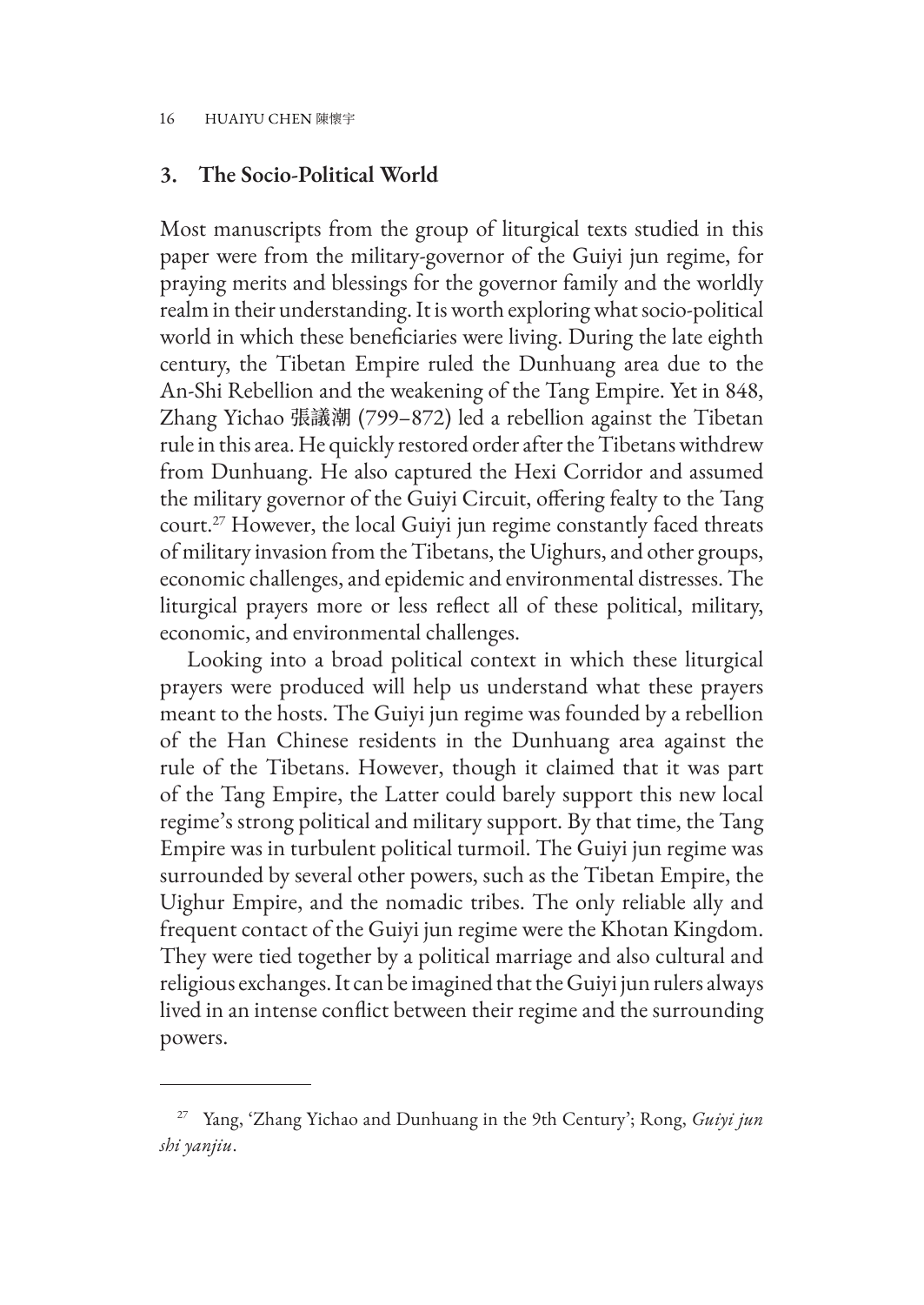## 3. The Socio-Political World

Most manuscripts from the group of liturgical texts studied in this paper were from the military-governor of the Guiyi jun regime, for praying merits and blessings for the governor family and the worldly realm in their understanding. It is worth exploring what socio-political world in which these beneficiaries were living. During the late eighth century, the Tibetan Empire ruled the Dunhuang area due to the An-Shi Rebellion and the weakening of the Tang Empire. Yet in 848, Zhang Yichao 張議潮 (799–872) led a rebellion against the Tibetan rule in this area. He quickly restored order after the Tibetans withdrew from Dunhuang. He also captured the Hexi Corridor and assumed the military governor of the Guiyi Circuit, offering fealty to the Tang court.[27] However, the local Guiyi jun regime constantly faced threats of military invasion from the Tibetans, the Uighurs, and other groups, economic challenges, and epidemic and environmental distresses. The liturgical prayers more or less reflect all of these political, military, economic, and environmental challenges.

Looking into a broad political context in which these liturgical prayers were produced will help us understand what these prayers meant to the hosts. The Guiyi jun regime was founded by a rebellion of the Han Chinese residents in the Dunhuang area against the rule of the Tibetans. However, though it claimed that it was part of the Tang Empire, the Latter could barely support this new local regime's strong political and military support. By that time, the Tang Empire was in turbulent political turmoil. The Guiyi jun regime was surrounded by several other powers, such as the Tibetan Empire, the Uighur Empire, and the nomadic tribes. The only reliable ally and frequent contact of the Guiyi jun regime were the Khotan Kingdom. They were tied together by a political marriage and also cultural and religious exchanges. It can be imagined that the Guiyi jun rulers always lived in an intense conflict between their regime and the surrounding powers.

---

[27] Yang, 'Zhang Yichao and Dunhuang in the 9th Century'; Rong, *Guiyi jun shi yanjiu*.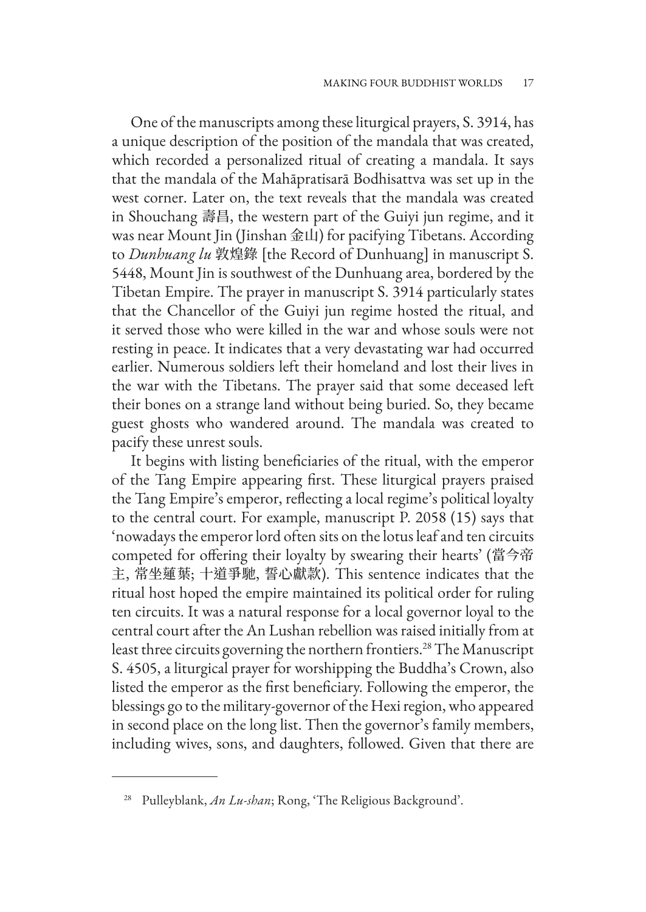One of the manuscripts among these liturgical prayers, S. 3914, has a unique description of the position of the mandala that was created, which recorded a personalized ritual of creating a mandala. It says that the mandala of the Mahāpratisarā Bodhisattva was set up in the west corner. Later on, the text reveals that the mandala was created in Shouchang 壽昌, the western part of the Guiyi jun regime, and it was near Mount Jin (Jinshan 金山) for pacifying Tibetans. According to *Dunhuang lu* 敦煌錄 [the Record of Dunhuang] in manuscript S. 5448, Mount Jin is southwest of the Dunhuang area, bordered by the Tibetan Empire. The prayer in manuscript S. 3914 particularly states that the Chancellor of the Guiyi jun regime hosted the ritual, and it served those who were killed in the war and whose souls were not resting in peace. It indicates that a very devastating war had occurred earlier. Numerous soldiers left their homeland and lost their lives in the war with the Tibetans. The prayer said that some deceased left their bones on a strange land without being buried. So, they became guest ghosts who wandered around. The mandala was created to pacify these unrest souls.

It begins with listing beneficiaries of the ritual, with the emperor of the Tang Empire appearing first. These liturgical prayers praised the Tang Empire's emperor, reflecting a local regime's political loyalty to the central court. For example, manuscript P. 2058 (15) says that 'nowadays the emperor lord often sits on the lotus leaf and ten circuits competed for offering their loyalty by swearing their hearts' (當今帝主, 常坐蓮葉; 十道爭馳, 誓心獻款). This sentence indicates that the ritual host hoped the empire maintained its political order for ruling ten circuits. It was a natural response for a local governor loyal to the central court after the An Lushan rebellion was raised initially from at least three circuits governing the northern frontiers.[28] The Manuscript S. 4505, a liturgical prayer for worshipping the Buddha's Crown, also listed the emperor as the first beneficiary. Following the emperor, the blessings go to the military-governor of the Hexi region, who appeared in second place on the long list. Then the governor's family members, including wives, sons, and daughters, followed. Given that there are

---

[28] Pulleyblank, *An Lu-shan*; Rong, 'The Religious Background'.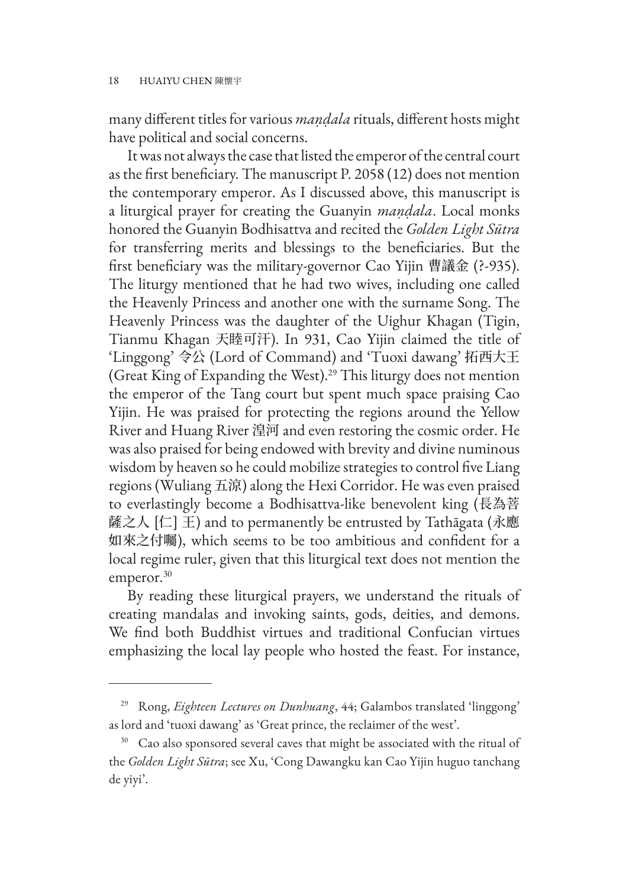many different titles for various *maṇḍala* rituals, different hosts might have political and social concerns.

It was not always the case that listed the emperor of the central court as the first beneficiary. The manuscript P. 2058 (12) does not mention the contemporary emperor. As I discussed above, this manuscript is a liturgical prayer for creating the Guanyin *maṇḍala*. Local monks honored the Guanyin Bodhisattva and recited the *Golden Light Sūtra* for transferring merits and blessings to the beneficiaries. But the first beneficiary was the military-governor Cao Yijin 曹議金 (?-935). The liturgy mentioned that he had two wives, including one called the Heavenly Princess and another one with the surname Song. The Heavenly Princess was the daughter of the Uighur Khagan (Tigin, Tianmu Khagan 天睦可汗). In 931, Cao Yijin claimed the title of 'Linggong' 令公 (Lord of Command) and 'Tuoxi dawang' 拓西大王 (Great King of Expanding the West).[29] This liturgy does not mention the emperor of the Tang court but spent much space praising Cao Yijin. He was praised for protecting the regions around the Yellow River and Huang River 湟河 and even restoring the cosmic order. He was also praised for being endowed with brevity and divine numinous wisdom by heaven so he could mobilize strategies to control five Liang regions (Wuliang 五涼) along the Hexi Corridor. He was even praised to everlastingly become a Bodhisattva-like benevolent king (長為菩薩之人 [仁] 王) and to permanently be entrusted by Tathāgata (永應如來之付囑), which seems to be too ambitious and confident for a local regime ruler, given that this liturgical text does not mention the emperor.[30]

By reading these liturgical prayers, we understand the rituals of creating mandalas and invoking saints, gods, deities, and demons. We find both Buddhist virtues and traditional Confucian virtues emphasizing the local lay people who hosted the feast. For instance,

---

[29] Rong, *Eighteen Lectures on Dunhuang*, 44; Galambos translated 'linggong' as lord and 'tuoxi dawang' as 'Great prince, the reclaimer of the west'.

[30] Cao also sponsored several caves that might be associated with the ritual of the *Golden Light Sūtra*; see Xu, 'Cong Dawangku kan Cao Yijin huguo tanchang de yiyi'.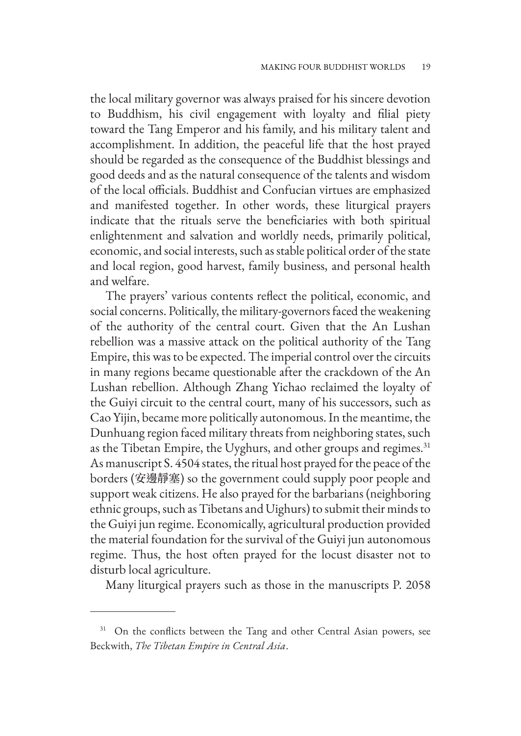the local military governor was always praised for his sincere devotion to Buddhism, his civil engagement with loyalty and filial piety toward the Tang Emperor and his family, and his military talent and accomplishment. In addition, the peaceful life that the host prayed should be regarded as the consequence of the Buddhist blessings and good deeds and as the natural consequence of the talents and wisdom of the local officials. Buddhist and Confucian virtues are emphasized and manifested together. In other words, these liturgical prayers indicate that the rituals serve the beneficiaries with both spiritual enlightenment and salvation and worldly needs, primarily political, economic, and social interests, such as stable political order of the state and local region, good harvest, family business, and personal health and welfare.

The prayers' various contents reflect the political, economic, and social concerns. Politically, the military-governors faced the weakening of the authority of the central court. Given that the An Lushan rebellion was a massive attack on the political authority of the Tang Empire, this was to be expected. The imperial control over the circuits in many regions became questionable after the crackdown of the An Lushan rebellion. Although Zhang Yichao reclaimed the loyalty of the Guiyi circuit to the central court, many of his successors, such as Cao Yijin, became more politically autonomous. In the meantime, the Dunhuang region faced military threats from neighboring states, such as the Tibetan Empire, the Uyghurs, and other groups and regimes.[31] As manuscript S. 4504 states, the ritual host prayed for the peace of the borders (安邊靜塞) so the government could supply poor people and support weak citizens. He also prayed for the barbarians (neighboring ethnic groups, such as Tibetans and Uighurs) to submit their minds to the Guiyi jun regime. Economically, agricultural production provided the material foundation for the survival of the Guiyi jun autonomous regime. Thus, the host often prayed for the locust disaster not to disturb local agriculture.

Many liturgical prayers such as those in the manuscripts P. 2058

---

[31] On the conflicts between the Tang and other Central Asian powers, see Beckwith, *The Tibetan Empire in Central Asia*.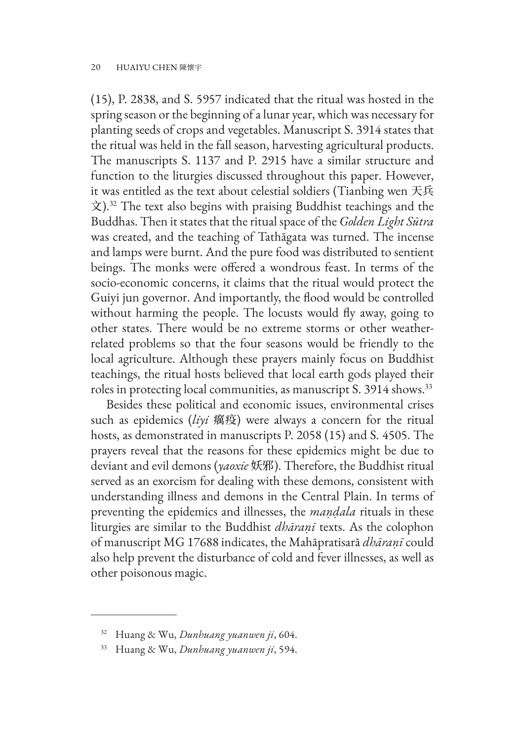(15), P. 2838, and S. 5957 indicated that the ritual was hosted in the spring season or the beginning of a lunar year, which was necessary for planting seeds of crops and vegetables. Manuscript S. 3914 states that the ritual was held in the fall season, harvesting agricultural products. The manuscripts S. 1137 and P. 2915 have a similar structure and function to the liturgies discussed throughout this paper. However, it was entitled as the text about celestial soldiers (Tianbing wen 天兵文).[32] The text also begins with praising Buddhist teachings and the Buddhas. Then it states that the ritual space of the *Golden Light Sūtra* was created, and the teaching of Tathāgata was turned. The incense and lamps were burnt. And the pure food was distributed to sentient beings. The monks were offered a wondrous feast. In terms of the socio-economic concerns, it claims that the ritual would protect the Guiyi jun governor. And importantly, the flood would be controlled without harming the people. The locusts would fly away, going to other states. There would be no extreme storms or other weather-related problems so that the four seasons would be friendly to the local agriculture. Although these prayers mainly focus on Buddhist teachings, the ritual hosts believed that local earth gods played their roles in protecting local communities, as manuscript S. 3914 shows.[33]

Besides these political and economic issues, environmental crises such as epidemics (*liyi* 癘疫) were always a concern for the ritual hosts, as demonstrated in manuscripts P. 2058 (15) and S. 4505. The prayers reveal that the reasons for these epidemics might be due to deviant and evil demons (*yaoxie* 妖邪). Therefore, the Buddhist ritual served as an exorcism for dealing with these demons, consistent with understanding illness and demons in the Central Plain. In terms of preventing the epidemics and illnesses, the *maṇḍala* rituals in these liturgies are similar to the Buddhist *dhāraṇī* texts. As the colophon of manuscript MG 17688 indicates, the Mahāpratisarā *dhāraṇī* could also help prevent the disturbance of cold and fever illnesses, as well as other poisonous magic.

---

[32] Huang & Wu, *Dunhuang yuanwen ji*, 604.

[33] Huang & Wu, *Dunhuang yuanwen ji*, 594.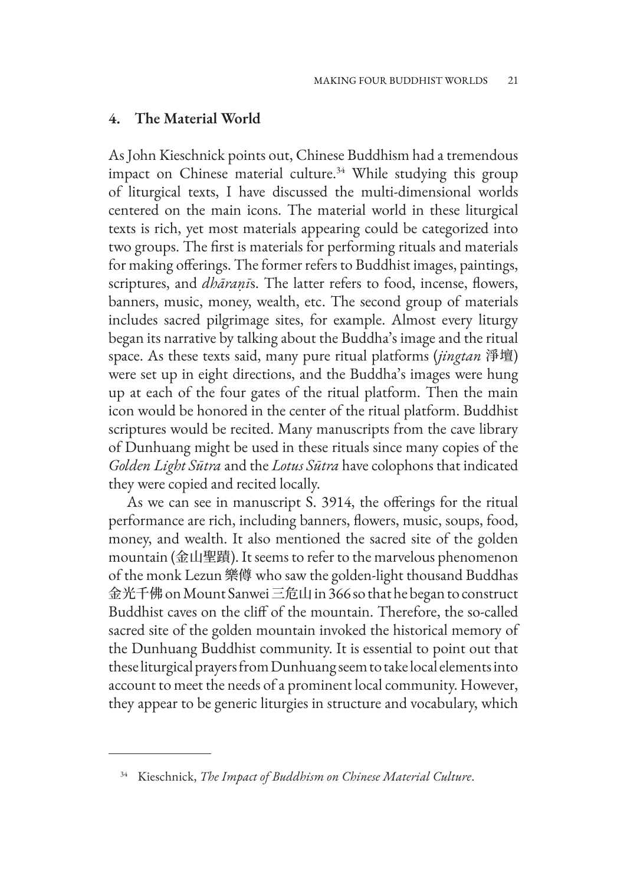## 4. The Material World

As John Kieschnick points out, Chinese Buddhism had a tremendous impact on Chinese material culture.[34] While studying this group of liturgical texts, I have discussed the multi-dimensional worlds centered on the main icons. The material world in these liturgical texts is rich, yet most materials appearing could be categorized into two groups. The first is materials for performing rituals and materials for making offerings. The former refers to Buddhist images, paintings, scriptures, and *dhāraṇī*s. The latter refers to food, incense, flowers, banners, music, money, wealth, etc. The second group of materials includes sacred pilgrimage sites, for example. Almost every liturgy began its narrative by talking about the Buddha's image and the ritual space. As these texts said, many pure ritual platforms (*jingtan* 淨壇) were set up in eight directions, and the Buddha's images were hung up at each of the four gates of the ritual platform. Then the main icon would be honored in the center of the ritual platform. Buddhist scriptures would be recited. Many manuscripts from the cave library of Dunhuang might be used in these rituals since many copies of the *Golden Light Sūtra* and the *Lotus Sūtra* have colophons that indicated they were copied and recited locally.

As we can see in manuscript S. 3914, the offerings for the ritual performance are rich, including banners, flowers, music, soups, food, money, and wealth. It also mentioned the sacred site of the golden mountain (金山聖蹟). It seems to refer to the marvelous phenomenon of the monk Lezun 樂僔 who saw the golden-light thousand Buddhas 金光千佛 on Mount Sanwei 三危山 in 366 so that he began to construct Buddhist caves on the cliff of the mountain. Therefore, the so-called sacred site of the golden mountain invoked the historical memory of the Dunhuang Buddhist community. It is essential to point out that these liturgical prayers from Dunhuang seem to take local elements into account to meet the needs of a prominent local community. However, they appear to be generic liturgies in structure and vocabulary, which

---

[34] Kieschnick, *The Impact of Buddhism on Chinese Material Culture*.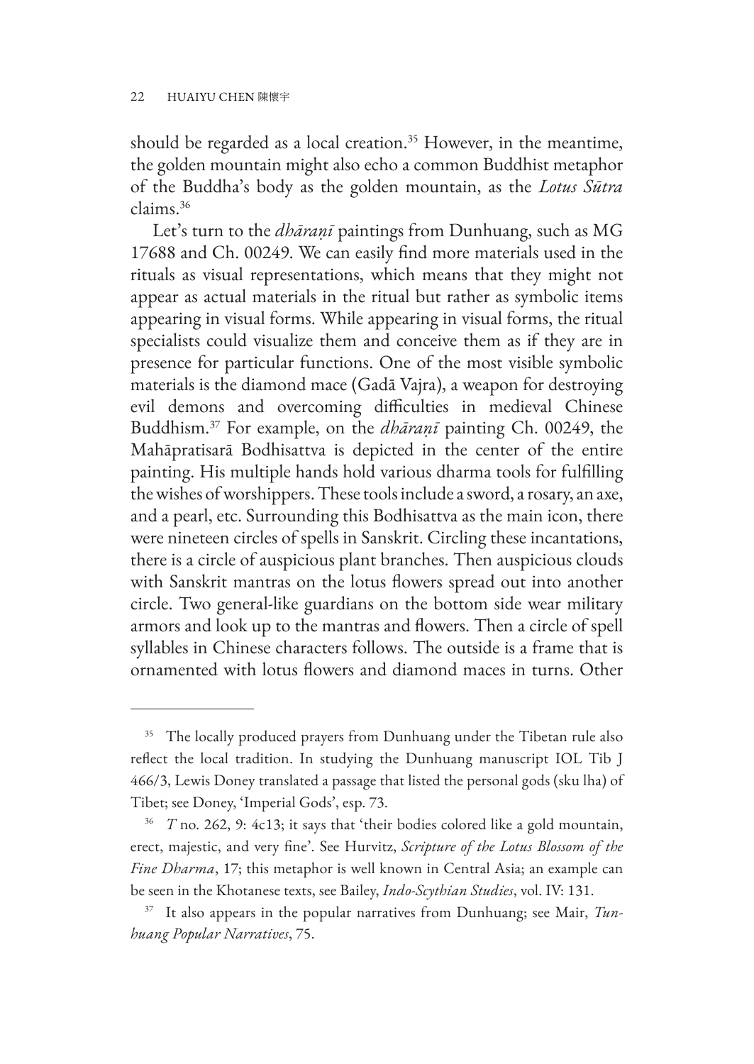should be regarded as a local creation.[35] However, in the meantime, the golden mountain might also echo a common Buddhist metaphor of the Buddha's body as the golden mountain, as the *Lotus Sūtra* claims.[36]

Let's turn to the *dhāraṇī* paintings from Dunhuang, such as MG 17688 and Ch. 00249. We can easily find more materials used in the rituals as visual representations, which means that they might not appear as actual materials in the ritual but rather as symbolic items appearing in visual forms. While appearing in visual forms, the ritual specialists could visualize them and conceive them as if they are in presence for particular functions. One of the most visible symbolic materials is the diamond mace (Gadā Vajra), a weapon for destroying evil demons and overcoming difficulties in medieval Chinese Buddhism.[37] For example, on the *dhāraṇī* painting Ch. 00249, the Mahāpratisarā Bodhisattva is depicted in the center of the entire painting. His multiple hands hold various dharma tools for fulfilling the wishes of worshippers. These tools include a sword, a rosary, an axe, and a pearl, etc. Surrounding this Bodhisattva as the main icon, there were nineteen circles of spells in Sanskrit. Circling these incantations, there is a circle of auspicious plant branches. Then auspicious clouds with Sanskrit mantras on the lotus flowers spread out into another circle. Two general-like guardians on the bottom side wear military armors and look up to the mantras and flowers. Then a circle of spell syllables in Chinese characters follows. The outside is a frame that is ornamented with lotus flowers and diamond maces in turns. Other

---

[35] The locally produced prayers from Dunhuang under the Tibetan rule also reflect the local tradition. In studying the Dunhuang manuscript IOL Tib J 466/3, Lewis Doney translated a passage that listed the personal gods (sku lha) of Tibet; see Doney, 'Imperial Gods', esp. 73.

[36] *T* no. 262, 9: 4c13; it says that 'their bodies colored like a gold mountain, erect, majestic, and very fine'. See Hurvitz, *Scripture of the Lotus Blossom of the Fine Dharma*, 17; this metaphor is well known in Central Asia; an example can be seen in the Khotanese texts, see Bailey, *Indo-Scythian Studies*, vol. IV: 131.

[37] It also appears in the popular narratives from Dunhuang; see Mair, *Tun-huang Popular Narratives*, 75.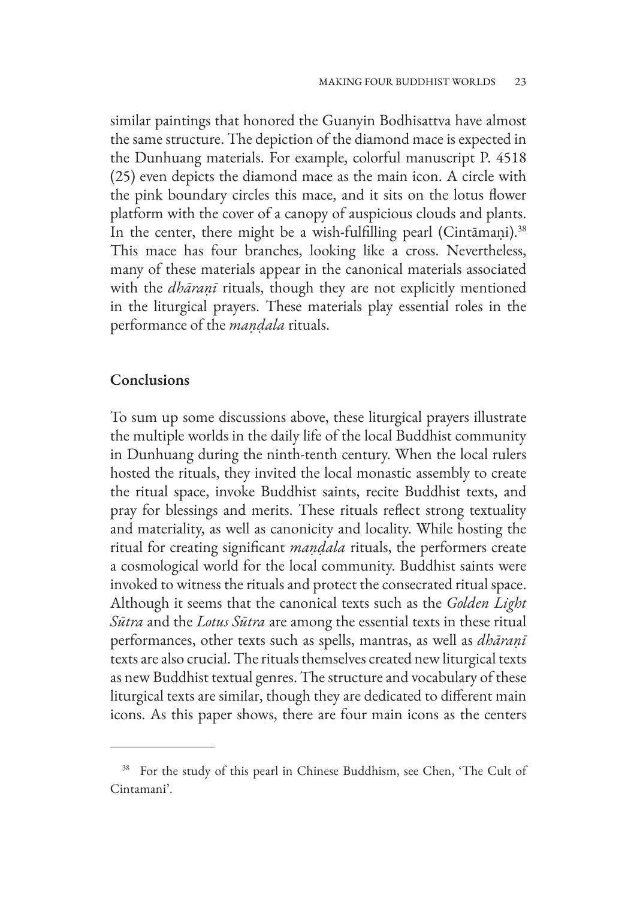similar paintings that honored the Guanyin Bodhisattva have almost the same structure. The depiction of the diamond mace is expected in the Dunhuang materials. For example, colorful manuscript P. 4518 (25) even depicts the diamond mace as the main icon. A circle with the pink boundary circles this mace, and it sits on the lotus flower platform with the cover of a canopy of auspicious clouds and plants. In the center, there might be a wish-fulfilling pearl (Cintāmaṇi).[38] This mace has four branches, looking like a cross. Nevertheless, many of these materials appear in the canonical materials associated with the *dhāraṇī* rituals, though they are not explicitly mentioned in the liturgical prayers. These materials play essential roles in the performance of the *maṇḍala* rituals.

## Conclusions

To sum up some discussions above, these liturgical prayers illustrate the multiple worlds in the daily life of the local Buddhist community in Dunhuang during the ninth-tenth century. When the local rulers hosted the rituals, they invited the local monastic assembly to create the ritual space, invoke Buddhist saints, recite Buddhist texts, and pray for blessings and merits. These rituals reflect strong textuality and materiality, as well as canonicity and locality. While hosting the ritual for creating significant *maṇḍala* rituals, the performers create a cosmological world for the local community. Buddhist saints were invoked to witness the rituals and protect the consecrated ritual space. Although it seems that the canonical texts such as the *Golden Light Sūtra* and the *Lotus Sūtra* are among the essential texts in these ritual performances, other texts such as spells, mantras, as well as *dhāraṇī* texts are also crucial. The rituals themselves created new liturgical texts as new Buddhist textual genres. The structure and vocabulary of these liturgical texts are similar, though they are dedicated to different main icons. As this paper shows, there are four main icons as the centers

[38] For the study of this pearl in Chinese Buddhism, see Chen, 'The Cult of Cintamani'.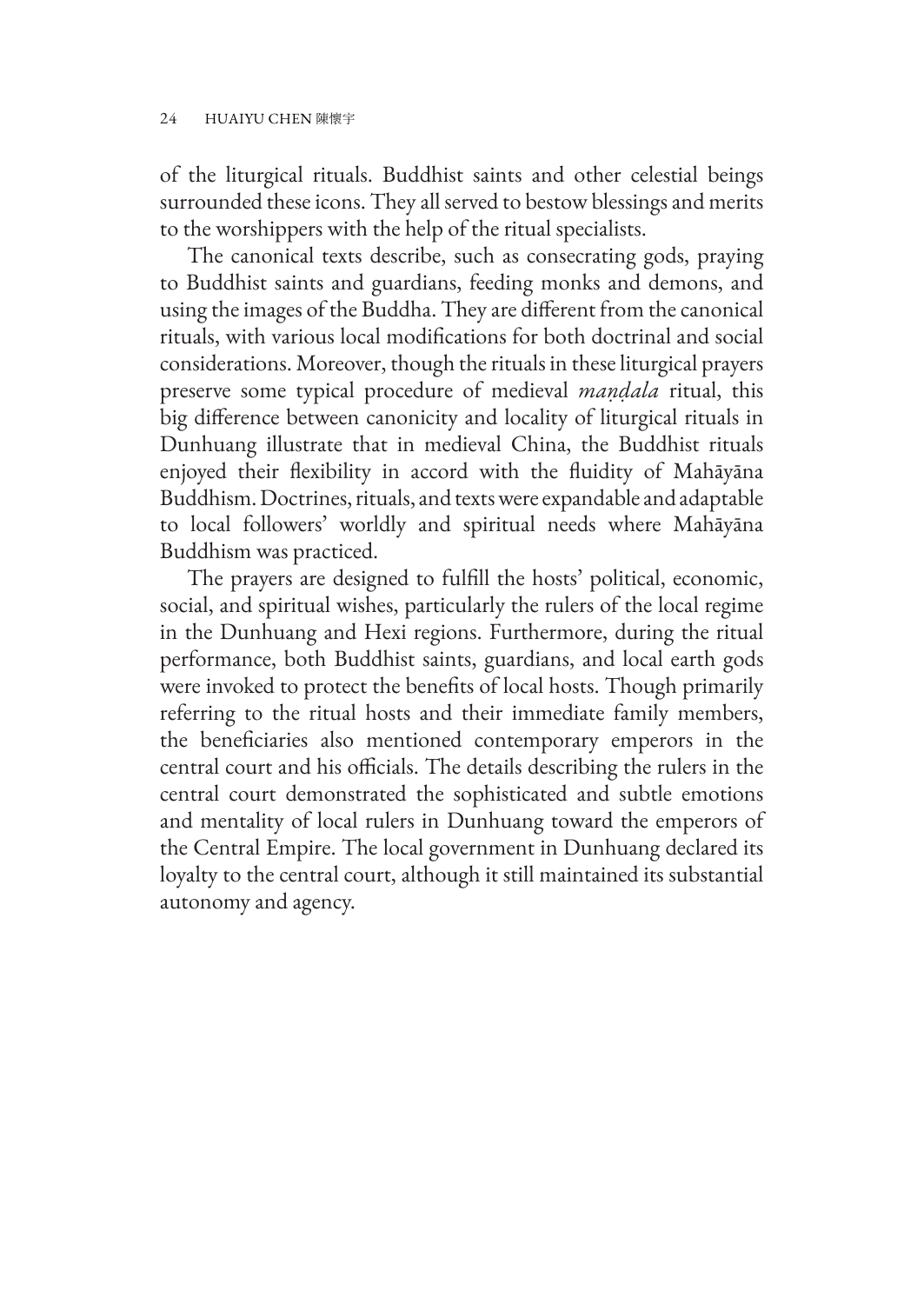of the liturgical rituals. Buddhist saints and other celestial beings surrounded these icons. They all served to bestow blessings and merits to the worshippers with the help of the ritual specialists.

The canonical texts describe, such as consecrating gods, praying to Buddhist saints and guardians, feeding monks and demons, and using the images of the Buddha. They are different from the canonical rituals, with various local modifications for both doctrinal and social considerations. Moreover, though the rituals in these liturgical prayers preserve some typical procedure of medieval *maṇḍala* ritual, this big difference between canonicity and locality of liturgical rituals in Dunhuang illustrate that in medieval China, the Buddhist rituals enjoyed their flexibility in accord with the fluidity of Mahāyāna Buddhism. Doctrines, rituals, and texts were expandable and adaptable to local followers' worldly and spiritual needs where Mahāyāna Buddhism was practiced.

The prayers are designed to fulfill the hosts' political, economic, social, and spiritual wishes, particularly the rulers of the local regime in the Dunhuang and Hexi regions. Furthermore, during the ritual performance, both Buddhist saints, guardians, and local earth gods were invoked to protect the benefits of local hosts. Though primarily referring to the ritual hosts and their immediate family members, the beneficiaries also mentioned contemporary emperors in the central court and his officials. The details describing the rulers in the central court demonstrated the sophisticated and subtle emotions and mentality of local rulers in Dunhuang toward the emperors of the Central Empire. The local government in Dunhuang declared its loyalty to the central court, although it still maintained its substantial autonomy and agency.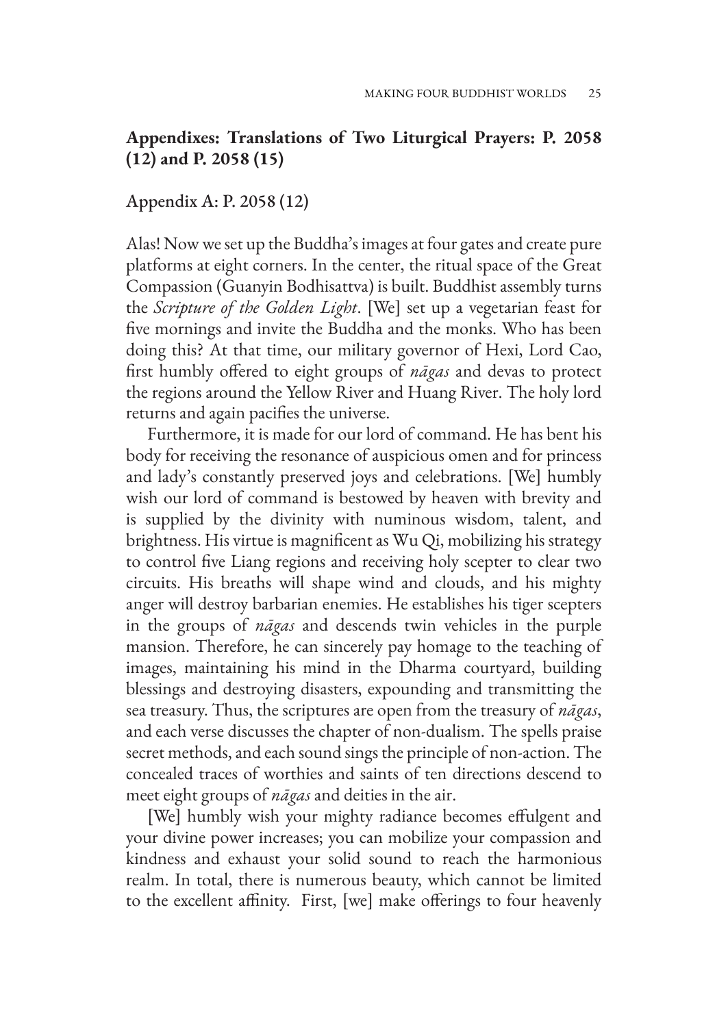## Appendixes: Translations of Two Liturgical Prayers: P. 2058 (12) and P. 2058 (15)

### Appendix A: P. 2058 (12)

Alas! Now we set up the Buddha's images at four gates and create pure platforms at eight corners. In the center, the ritual space of the Great Compassion (Guanyin Bodhisattva) is built. Buddhist assembly turns the *Scripture of the Golden Light*. [We] set up a vegetarian feast for five mornings and invite the Buddha and the monks. Who has been doing this? At that time, our military governor of Hexi, Lord Cao, first humbly offered to eight groups of *nāgas* and devas to protect the regions around the Yellow River and Huang River. The holy lord returns and again pacifies the universe.

Furthermore, it is made for our lord of command. He has bent his body for receiving the resonance of auspicious omen and for princess and lady's constantly preserved joys and celebrations. [We] humbly wish our lord of command is bestowed by heaven with brevity and is supplied by the divinity with numinous wisdom, talent, and brightness. His virtue is magnificent as Wu Qi, mobilizing his strategy to control five Liang regions and receiving holy scepter to clear two circuits. His breaths will shape wind and clouds, and his mighty anger will destroy barbarian enemies. He establishes his tiger scepters in the groups of *nāgas* and descends twin vehicles in the purple mansion. Therefore, he can sincerely pay homage to the teaching of images, maintaining his mind in the Dharma courtyard, building blessings and destroying disasters, expounding and transmitting the sea treasury. Thus, the scriptures are open from the treasury of *nāgas*, and each verse discusses the chapter of non-dualism. The spells praise secret methods, and each sound sings the principle of non-action. The concealed traces of worthies and saints of ten directions descend to meet eight groups of *nāgas* and deities in the air.

[We] humbly wish your mighty radiance becomes effulgent and your divine power increases; you can mobilize your compassion and kindness and exhaust your solid sound to reach the harmonious realm. In total, there is numerous beauty, which cannot be limited to the excellent affinity. First, [we] make offerings to four heavenly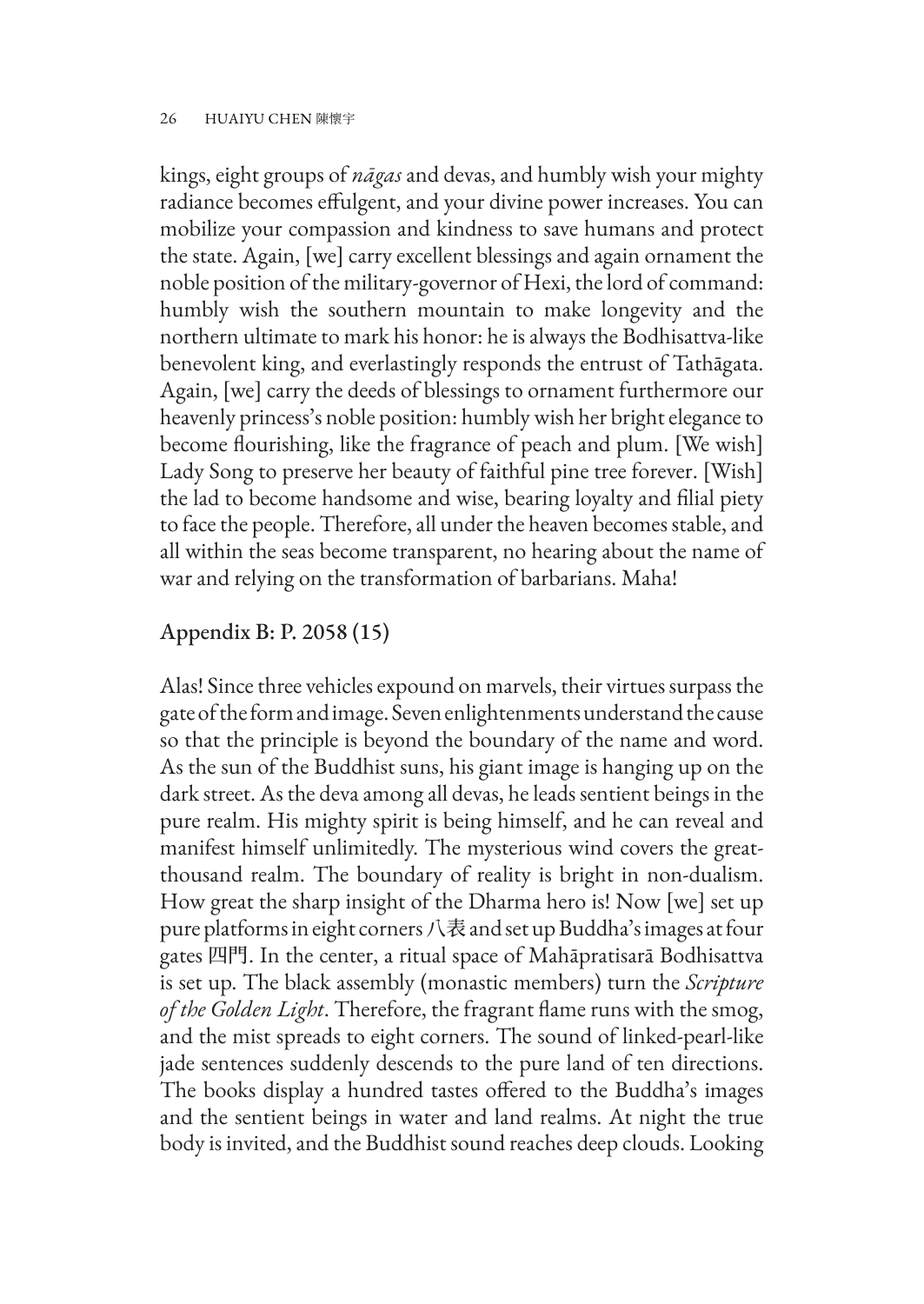kings, eight groups of *nāgas* and devas, and humbly wish your mighty radiance becomes effulgent, and your divine power increases. You can mobilize your compassion and kindness to save humans and protect the state. Again, [we] carry excellent blessings and again ornament the noble position of the military-governor of Hexi, the lord of command: humbly wish the southern mountain to make longevity and the northern ultimate to mark his honor: he is always the Bodhisattva-like benevolent king, and everlastingly responds the entrust of Tathāgata. Again, [we] carry the deeds of blessings to ornament furthermore our heavenly princess's noble position: humbly wish her bright elegance to become flourishing, like the fragrance of peach and plum. [We wish] Lady Song to preserve her beauty of faithful pine tree forever. [Wish] the lad to become handsome and wise, bearing loyalty and filial piety to face the people. Therefore, all under the heaven becomes stable, and all within the seas become transparent, no hearing about the name of war and relying on the transformation of barbarians. Maha!

## Appendix B: P. 2058 (15)

Alas! Since three vehicles expound on marvels, their virtues surpass the gate of the form and image. Seven enlightenments understand the cause so that the principle is beyond the boundary of the name and word. As the sun of the Buddhist suns, his giant image is hanging up on the dark street. As the deva among all devas, he leads sentient beings in the pure realm. His mighty spirit is being himself, and he can reveal and manifest himself unlimitedly. The mysterious wind covers the great-thousand realm. The boundary of reality is bright in non-dualism. How great the sharp insight of the Dharma hero is! Now [we] set up pure platforms in eight corners 八表 and set up Buddha's images at four gates 四門. In the center, a ritual space of Mahāpratisarā Bodhisattva is set up. The black assembly (monastic members) turn the *Scripture of the Golden Light*. Therefore, the fragrant flame runs with the smog, and the mist spreads to eight corners. The sound of linked-pearl-like jade sentences suddenly descends to the pure land of ten directions. The books display a hundred tastes offered to the Buddha's images and the sentient beings in water and land realms. At night the true body is invited, and the Buddhist sound reaches deep clouds. Looking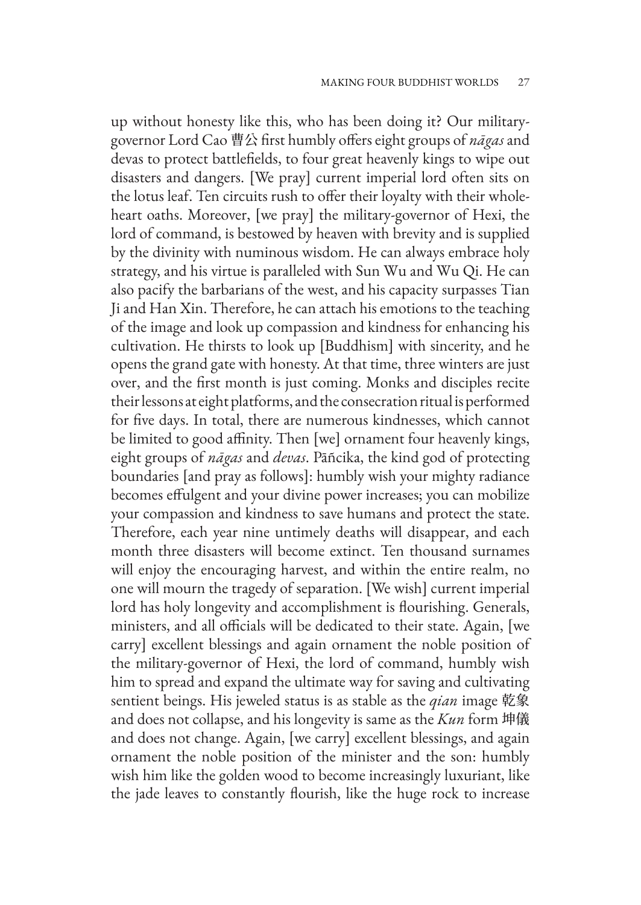up without honesty like this, who has been doing it? Our military-governor Lord Cao 曹公 first humbly offers eight groups of *nāgas* and devas to protect battlefields, to four great heavenly kings to wipe out disasters and dangers. [We pray] current imperial lord often sits on the lotus leaf. Ten circuits rush to offer their loyalty with their whole-heart oaths. Moreover, [we pray] the military-governor of Hexi, the lord of command, is bestowed by heaven with brevity and is supplied by the divinity with numinous wisdom. He can always embrace holy strategy, and his virtue is paralleled with Sun Wu and Wu Qi. He can also pacify the barbarians of the west, and his capacity surpasses Tian Ji and Han Xin. Therefore, he can attach his emotions to the teaching of the image and look up compassion and kindness for enhancing his cultivation. He thirsts to look up [Buddhism] with sincerity, and he opens the grand gate with honesty. At that time, three winters are just over, and the first month is just coming. Monks and disciples recite their lessons at eight platforms, and the consecration ritual is performed for five days. In total, there are numerous kindnesses, which cannot be limited to good affinity. Then [we] ornament four heavenly kings, eight groups of *nāgas* and *devas*. Pāñcika, the kind god of protecting boundaries [and pray as follows]: humbly wish your mighty radiance becomes effulgent and your divine power increases; you can mobilize your compassion and kindness to save humans and protect the state. Therefore, each year nine untimely deaths will disappear, and each month three disasters will become extinct. Ten thousand surnames will enjoy the encouraging harvest, and within the entire realm, no one will mourn the tragedy of separation. [We wish] current imperial lord has holy longevity and accomplishment is flourishing. Generals, ministers, and all officials will be dedicated to their state. Again, [we carry] excellent blessings and again ornament the noble position of the military-governor of Hexi, the lord of command, humbly wish him to spread and expand the ultimate way for saving and cultivating sentient beings. His jeweled status is as stable as the *qian* image 乾象 and does not collapse, and his longevity is same as the *Kun* form 坤儀 and does not change. Again, [we carry] excellent blessings, and again ornament the noble position of the minister and the son: humbly wish him like the golden wood to become increasingly luxuriant, like the jade leaves to constantly flourish, like the huge rock to increase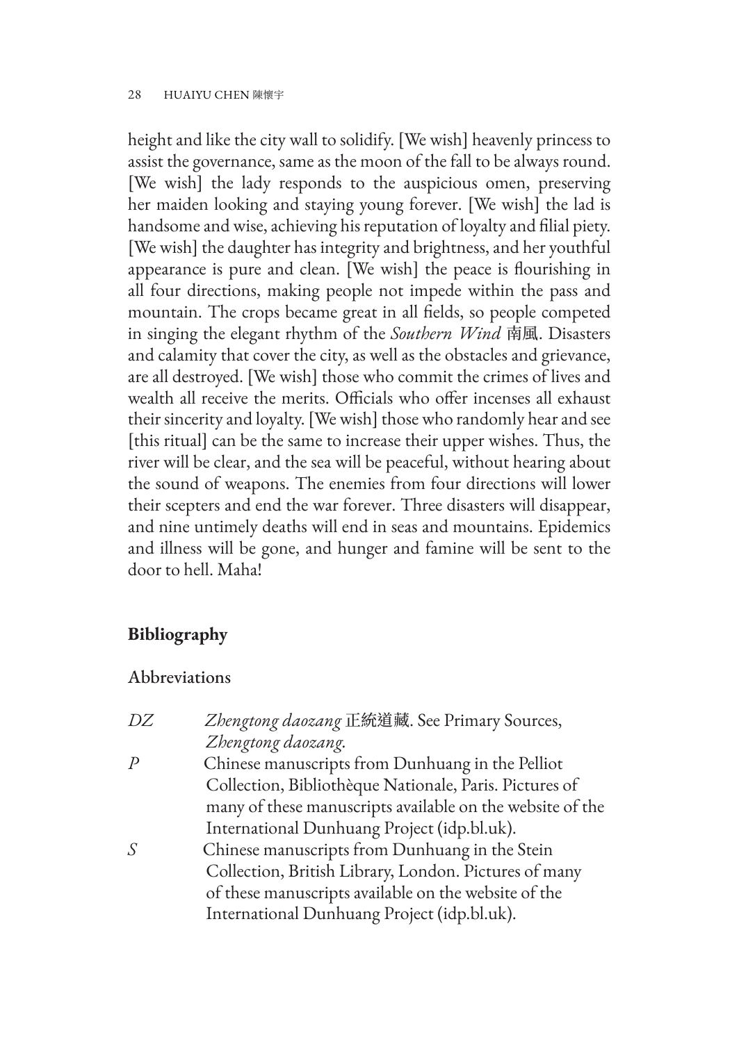height and like the city wall to solidify. [We wish] heavenly princess to assist the governance, same as the moon of the fall to be always round. [We wish] the lady responds to the auspicious omen, preserving her maiden looking and staying young forever. [We wish] the lad is handsome and wise, achieving his reputation of loyalty and filial piety. [We wish] the daughter has integrity and brightness, and her youthful appearance is pure and clean. [We wish] the peace is flourishing in all four directions, making people not impede within the pass and mountain. The crops became great in all fields, so people competed in singing the elegant rhythm of the *Southern Wind* 南風. Disasters and calamity that cover the city, as well as the obstacles and grievance, are all destroyed. [We wish] those who commit the crimes of lives and wealth all receive the merits. Officials who offer incenses all exhaust their sincerity and loyalty. [We wish] those who randomly hear and see [this ritual] can be the same to increase their upper wishes. Thus, the river will be clear, and the sea will be peaceful, without hearing about the sound of weapons. The enemies from four directions will lower their scepters and end the war forever. Three disasters will disappear, and nine untimely deaths will end in seas and mountains. Epidemics and illness will be gone, and hunger and famine will be sent to the door to hell. Maha!

## Bibliography

### Abbreviations

*DZ* — *Zhengtong daozang* 正統道藏. See Primary Sources, *Zhengtong daozang*.

*P* — Chinese manuscripts from Dunhuang in the Pelliot Collection, Bibliothèque Nationale, Paris. Pictures of many of these manuscripts available on the website of the International Dunhuang Project (idp.bl.uk).

*S* — Chinese manuscripts from Dunhuang in the Stein Collection, British Library, London. Pictures of many of these manuscripts available on the website of the International Dunhuang Project (idp.bl.uk).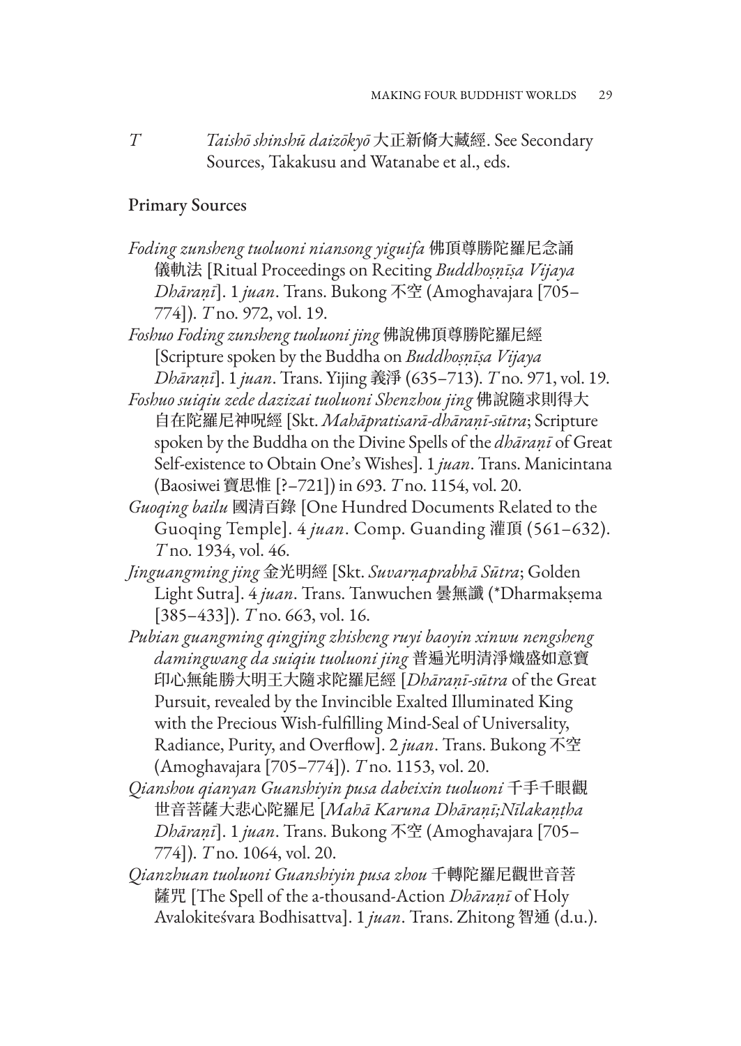*T* *Taishō shinshū daizōkyō* 大正新脩大藏經. See Secondary Sources, Takakusu and Watanabe et al., eds.

## Primary Sources

*Foding zunsheng tuoluoni niansong yiguifa* 佛頂尊勝陀羅尼念誦儀軌法 [Ritual Proceedings on Reciting *Buddhoṣṇīṣa Vijaya Dhāraṇī*]. 1 *juan*. Trans. Bukong 不空 (Amoghavajara [705–774]). *T* no. 972, vol. 19.

*Foshuo Foding zunsheng tuoluoni jing* 佛說佛頂尊勝陀羅尼經 [Scripture spoken by the Buddha on *Buddhoṣṇīṣa Vijaya Dhāraṇī*]. 1 *juan*. Trans. Yijing 義淨 (635–713). *T* no. 971, vol. 19.

*Foshuo suiqiu zede dazizai tuoluoni Shenzhou jing* 佛說隨求則得大自在陀羅尼神呪經 [Skt. *Mahāpratisarā-dhāraṇī-sūtra*; Scripture spoken by the Buddha on the Divine Spells of the *dhāraṇī* of Great Self-existence to Obtain One's Wishes]. 1 *juan*. Trans. Manicintana (Baosiwei 寶思惟 [?–721]) in 693. *T* no. 1154, vol. 20.

*Guoqing bailu* 國清百錄 [One Hundred Documents Related to the Guoqing Temple]. 4 *juan*. Comp. Guanding 灌頂 (561–632). *T* no. 1934, vol. 46.

*Jinguangming jing* 金光明經 [Skt. *Suvarṇaprabhā Sūtra*; Golden Light Sutra]. 4 *juan*. Trans. Tanwuchen 曇無讖 (*Dharmakṣema [385–433]). *T* no. 663, vol. 16.

*Pubian guangming qingjing zhisheng ruyi baoyin xinwu nengsheng damingwang da suiqiu tuoluoni jing* 普遍光明清淨熾盛如意寶印心無能勝大明王大隨求陀羅尼經 [*Dhāraṇī-sūtra* of the Great Pursuit, revealed by the Invincible Exalted Illuminated King with the Precious Wish-fulfilling Mind-Seal of Universality, Radiance, Purity, and Overflow]. 2 *juan*. Trans. Bukong 不空 (Amoghavajara [705–774]). *T* no. 1153, vol. 20.

*Qianshou qianyan Guanshiyin pusa dabeixin tuoluoni* 千手千眼觀世音菩薩大悲心陀羅尼 [*Mahā Karuna Dhāraṇī;Nīlakaṇṭha Dhāraṇī*]. 1 *juan*. Trans. Bukong 不空 (Amoghavajara [705–774]). *T* no. 1064, vol. 20.

*Qianzhuan tuoluoni Guanshiyin pusa zhou* 千轉陀羅尼觀世音菩薩咒 [The Spell of the a-thousand-Action *Dhāraṇī* of Holy Avalokiteśvara Bodhisattva]. 1 *juan*. Trans. Zhitong 智通 (d.u.).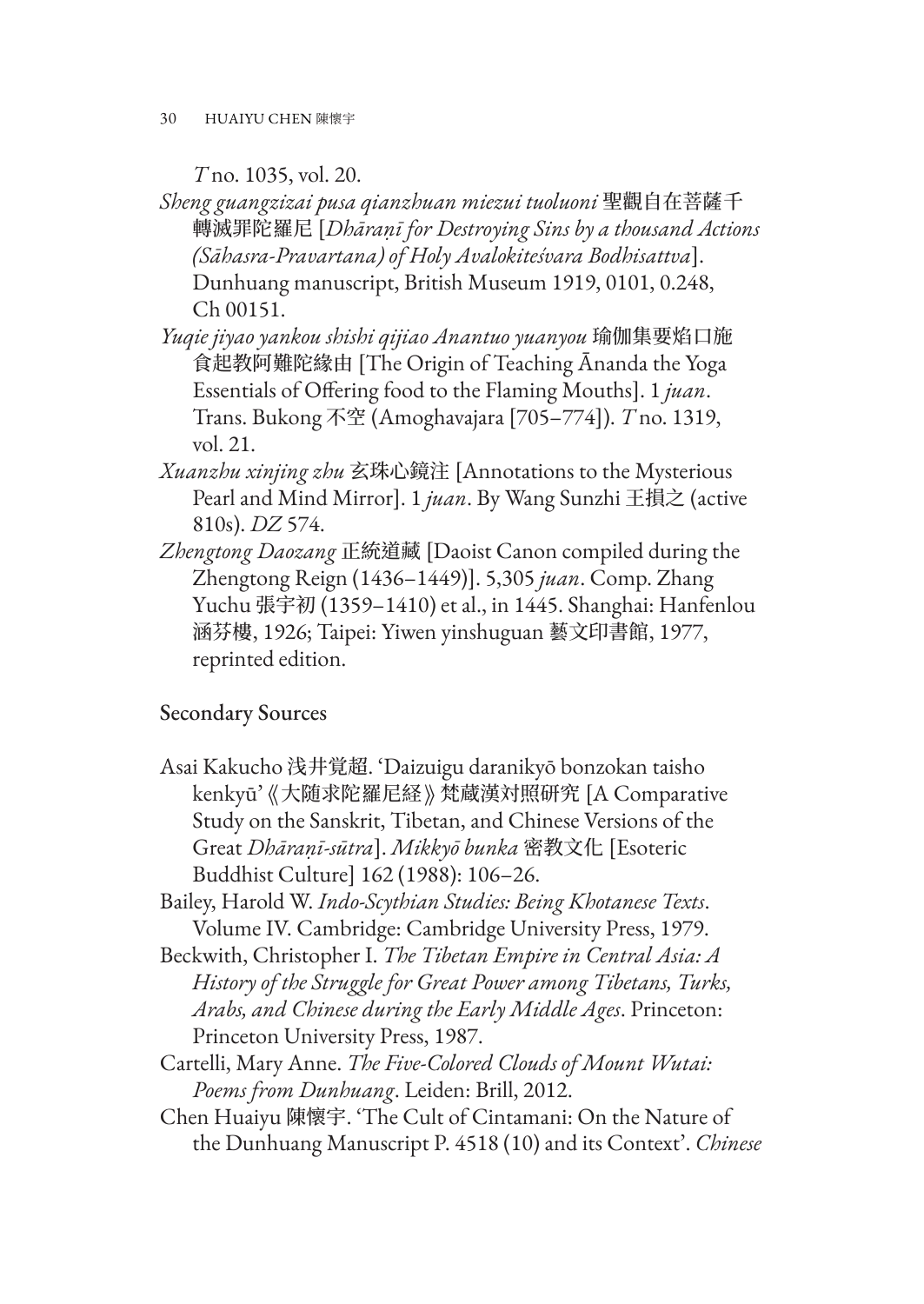*T* no. 1035, vol. 20.

*Sheng guangzizai pusa qianzhuan miezui tuoluoni* 聖觀自在菩薩千轉滅罪陀羅尼 [*Dhāraṇī for Destroying Sins by a thousand Actions (Sāhasra-Pravartana) of Holy Avalokiteśvara Bodhisattva*]. Dunhuang manuscript, British Museum 1919, 0101, 0.248, Ch 00151.

*Yuqie jiyao yankou shishi qijiao Anantuo yuanyou* 瑜伽集要焰口施食起教阿難陀緣由 [The Origin of Teaching Ānanda the Yoga Essentials of Offering food to the Flaming Mouths]. 1 *juan*. Trans. Bukong 不空 (Amoghavajara [705–774]). *T* no. 1319, vol. 21.

*Xuanzhu xinjing zhu* 玄珠心鏡注 [Annotations to the Mysterious Pearl and Mind Mirror]. 1 *juan*. By Wang Sunzhi 王損之 (active 810s). *DZ* 574.

*Zhengtong Daozang* 正統道藏 [Daoist Canon compiled during the Zhengtong Reign (1436–1449)]. 5,305 *juan*. Comp. Zhang Yuchu 張宇初 (1359–1410) et al., in 1445. Shanghai: Hanfenlou 涵芬樓, 1926; Taipei: Yiwen yinshuguan 藝文印書館, 1977, reprinted edition.

## Secondary Sources

Asai Kakucho 浅井覚超. 'Daizuigu daranikyō bonzokan taisho kenkyū'《大随求陀羅尼経》梵蔵漢対照研究 [A Comparative Study on the Sanskrit, Tibetan, and Chinese Versions of the Great *Dhāraṇī-sūtra*]. *Mikkyō bunka* 密教文化 [Esoteric Buddhist Culture] 162 (1988): 106–26.

Bailey, Harold W. *Indo-Scythian Studies: Being Khotanese Texts*. Volume IV. Cambridge: Cambridge University Press, 1979.

Beckwith, Christopher I. *The Tibetan Empire in Central Asia: A History of the Struggle for Great Power among Tibetans, Turks, Arabs, and Chinese during the Early Middle Ages*. Princeton: Princeton University Press, 1987.

Cartelli, Mary Anne. *The Five-Colored Clouds of Mount Wutai: Poems from Dunhuang*. Leiden: Brill, 2012.

Chen Huaiyu 陳懷宇. 'The Cult of Cintamani: On the Nature of the Dunhuang Manuscript P. 4518 (10) and its Context'. *Chinese*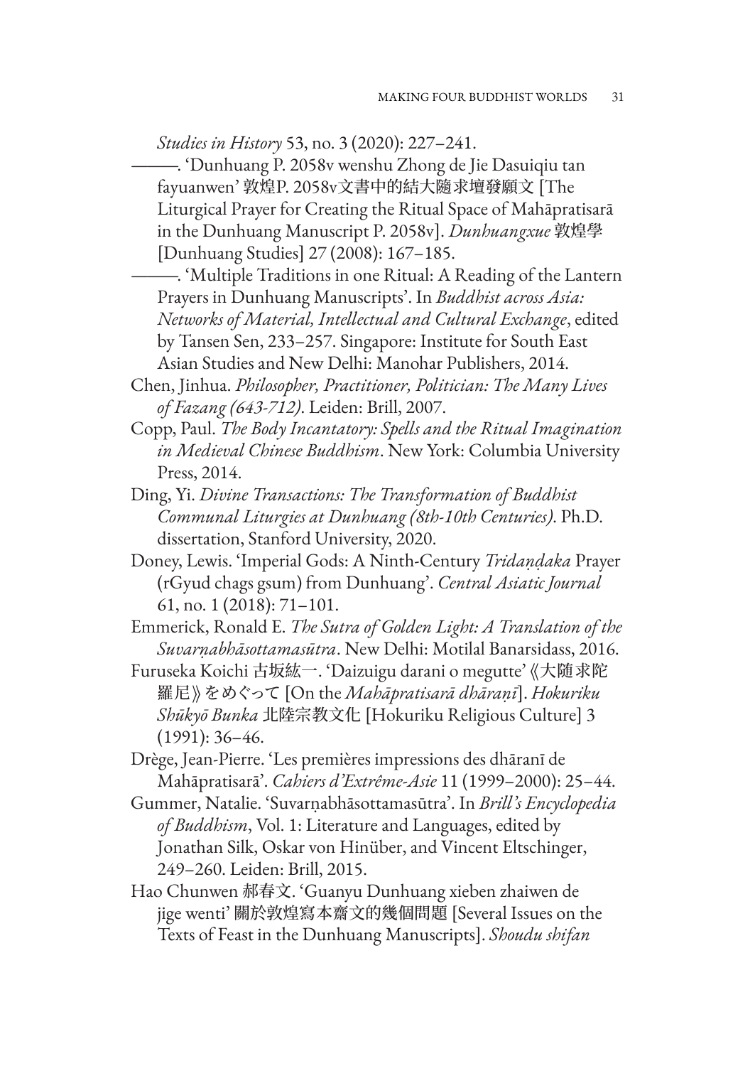*Studies in History* 53, no. 3 (2020): 227–241.

———. 'Dunhuang P. 2058v wenshu Zhong de Jie Dasuiqiu tan fayuanwen' 敦煌P. 2058v文書中的結大隨求壇發願文 [The Liturgical Prayer for Creating the Ritual Space of Mahāpratisarā in the Dunhuang Manuscript P. 2058v]. *Dunhuangxue* 敦煌學 [Dunhuang Studies] 27 (2008): 167–185.

———. 'Multiple Traditions in one Ritual: A Reading of the Lantern Prayers in Dunhuang Manuscripts'. In *Buddhist across Asia: Networks of Material, Intellectual and Cultural Exchange*, edited by Tansen Sen, 233–257. Singapore: Institute for South East Asian Studies and New Delhi: Manohar Publishers, 2014.

Chen, Jinhua. *Philosopher, Practitioner, Politician: The Many Lives of Fazang (643-712)*. Leiden: Brill, 2007.

Copp, Paul. *The Body Incantatory: Spells and the Ritual Imagination in Medieval Chinese Buddhism*. New York: Columbia University Press, 2014.

Ding, Yi. *Divine Transactions: The Transformation of Buddhist Communal Liturgies at Dunhuang (8th-10th Centuries)*. Ph.D. dissertation, Stanford University, 2020.

Doney, Lewis. 'Imperial Gods: A Ninth-Century *Tridaṇḍaka* Prayer (rGyud chags gsum) from Dunhuang'. *Central Asiatic Journal* 61, no. 1 (2018): 71–101.

Emmerick, Ronald E. *The Sutra of Golden Light: A Translation of the Suvarṇabhāsottamasūtra*. New Delhi: Motilal Banarsidass, 2016.

Furuseka Koichi 古坂紘一. 'Daizuigu darani o megutte' 《大随求陀羅尼》をめぐって [On the *Mahāpratisarā dhāraṇī*]. *Hokuriku Shūkyō Bunka* 北陸宗教文化 [Hokuriku Religious Culture] 3 (1991): 36–46.

Drège, Jean-Pierre. 'Les premières impressions des dhāranī de Mahāpratisarā'. *Cahiers d'Extrême-Asie* 11 (1999–2000): 25–44.

Gummer, Natalie. 'Suvarṇabhāsottamasūtra'. In *Brill's Encyclopedia of Buddhism*, Vol. 1: Literature and Languages, edited by Jonathan Silk, Oskar von Hinüber, and Vincent Eltschinger, 249–260. Leiden: Brill, 2015.

Hao Chunwen 郝春文. 'Guanyu Dunhuang xieben zhaiwen de jige wenti' 關於敦煌寫本齋文的幾個問題 [Several Issues on the Texts of Feast in the Dunhuang Manuscripts]. *Shoudu shifan*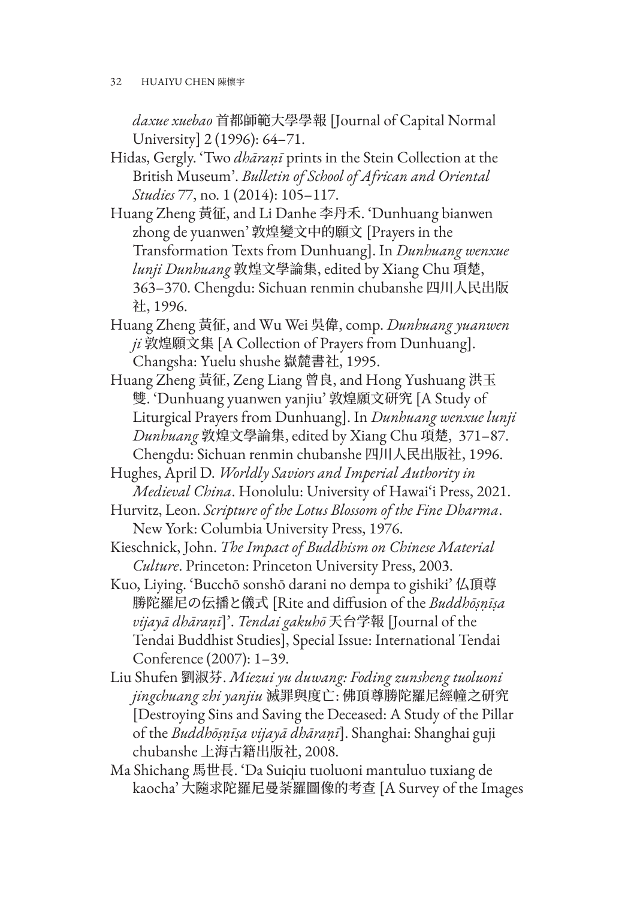*daxue xuebao* 首都師範大學學報 [Journal of Capital Normal University] 2 (1996): 64–71.

Hidas, Gergly. 'Two *dhāraṇī* prints in the Stein Collection at the British Museum'. *Bulletin of School of African and Oriental Studies* 77, no. 1 (2014): 105–117.

Huang Zheng 黃征, and Li Danhe 李丹禾. 'Dunhuang bianwen zhong de yuanwen' 敦煌變文中的願文 [Prayers in the Transformation Texts from Dunhuang]. In *Dunhuang wenxue lunji Dunhuang* 敦煌文學論集, edited by Xiang Chu 項楚, 363–370. Chengdu: Sichuan renmin chubanshe 四川人民出版社, 1996.

Huang Zheng 黃征, and Wu Wei 吳偉, comp. *Dunhuang yuanwen ji* 敦煌願文集 [A Collection of Prayers from Dunhuang]. Changsha: Yuelu shushe 嶽麓書社, 1995.

Huang Zheng 黃征, Zeng Liang 曾良, and Hong Yushuang 洪玉雙. 'Dunhuang yuanwen yanjiu' 敦煌願文研究 [A Study of Liturgical Prayers from Dunhuang]. In *Dunhuang wenxue lunji Dunhuang* 敦煌文學論集, edited by Xiang Chu 項楚, 371–87. Chengdu: Sichuan renmin chubanshe 四川人民出版社, 1996.

Hughes, April D. *Worldly Saviors and Imperial Authority in Medieval China*. Honolulu: University of Hawai'i Press, 2021.

Hurvitz, Leon. *Scripture of the Lotus Blossom of the Fine Dharma*. New York: Columbia University Press, 1976.

Kieschnick, John. *The Impact of Buddhism on Chinese Material Culture*. Princeton: Princeton University Press, 2003.

Kuo, Liying. 'Bucchō sonshō darani no dempa to gishiki' 仏頂尊勝陀羅尼の伝播と儀式 [Rite and diffusion of the *Buddhōṣṇīṣa vijayā dhāraṇī*]'. *Tendai gakuhō* 天台学報 [Journal of the Tendai Buddhist Studies], Special Issue: International Tendai Conference (2007): 1–39.

Liu Shufen 劉淑芬. *Miezui yu duwang: Foding zunsheng tuoluoni jingchuang zhi yanjiu* 滅罪與度亡: 佛頂尊勝陀羅尼經幢之研究 [Destroying Sins and Saving the Deceased: A Study of the Pillar of the *Buddhōṣṇīṣa vijayā dhāraṇī*]. Shanghai: Shanghai guji chubanshe 上海古籍出版社, 2008.

Ma Shichang 馬世長. 'Da Suiqiu tuoluoni mantuluo tuxiang de kaocha' 大隨求陀羅尼曼荼羅圖像的考查 [A Survey of the Images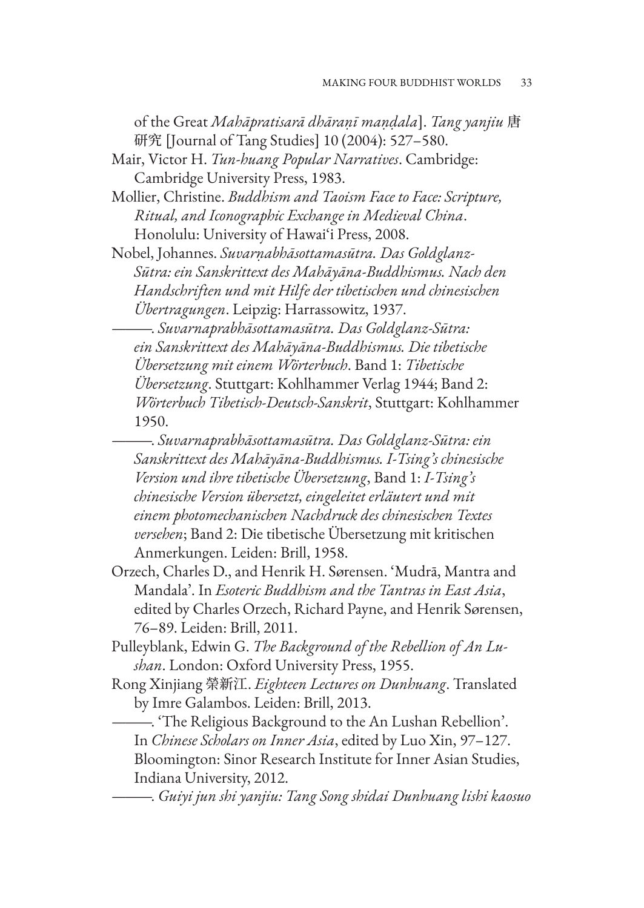of the Great *Mahāpratisarā dhāraṇī maṇḍala*]. *Tang yanjiu* 唐研究 [Journal of Tang Studies] 10 (2004): 527–580.

Mair, Victor H. *Tun-huang Popular Narratives*. Cambridge: Cambridge University Press, 1983.

Mollier, Christine. *Buddhism and Taoism Face to Face: Scripture, Ritual, and Iconographic Exchange in Medieval China*. Honolulu: University of Hawai'i Press, 2008.

Nobel, Johannes. *Suvarṇabhāsottamasūtra. Das Goldglanz-Sūtra: ein Sanskrittext des Mahāyāna-Buddhismus. Nach den Handschriften und mit Hilfe der tibetischen und chinesischen Übertragungen*. Leipzig: Harrassowitz, 1937.

———. *Suvarnaprabhāsottamasūtra. Das Goldglanz-Sūtra: ein Sanskrittext des Mahāyāna-Buddhismus. Die tibetische Übersetzung mit einem Wörterbuch*. Band 1: *Tibetische Übersetzung*. Stuttgart: Kohlhammer Verlag 1944; Band 2: *Wörterbuch Tibetisch-Deutsch-Sanskrit*, Stuttgart: Kohlhammer 1950.

———. *Suvarnaprabhāsottamasūtra. Das Goldglanz-Sūtra: ein Sanskrittext des Mahāyāna-Buddhismus. I-Tsing's chinesische Version und ihre tibetische Übersetzung*, Band 1: *I-Tsing's chinesische Version übersetzt, eingeleitet erläutert und mit einem photomechanischen Nachdruck des chinesischen Textes versehen*; Band 2: Die tibetische Übersetzung mit kritischen Anmerkungen. Leiden: Brill, 1958.

Orzech, Charles D., and Henrik H. Sørensen. 'Mudrā, Mantra and Mandala'. In *Esoteric Buddhism and the Tantras in East Asia*, edited by Charles Orzech, Richard Payne, and Henrik Sørensen, 76–89. Leiden: Brill, 2011.

Pulleyblank, Edwin G. *The Background of the Rebellion of An Lu-shan*. London: Oxford University Press, 1955.

Rong Xinjiang 榮新江. *Eighteen Lectures on Dunhuang*. Translated by Imre Galambos. Leiden: Brill, 2013.

———. 'The Religious Background to the An Lushan Rebellion'. In *Chinese Scholars on Inner Asia*, edited by Luo Xin, 97–127. Bloomington: Sinor Research Institute for Inner Asian Studies, Indiana University, 2012.

———. *Guiyi jun shi yanjiu: Tang Song shidai Dunhuang lishi kaosuo*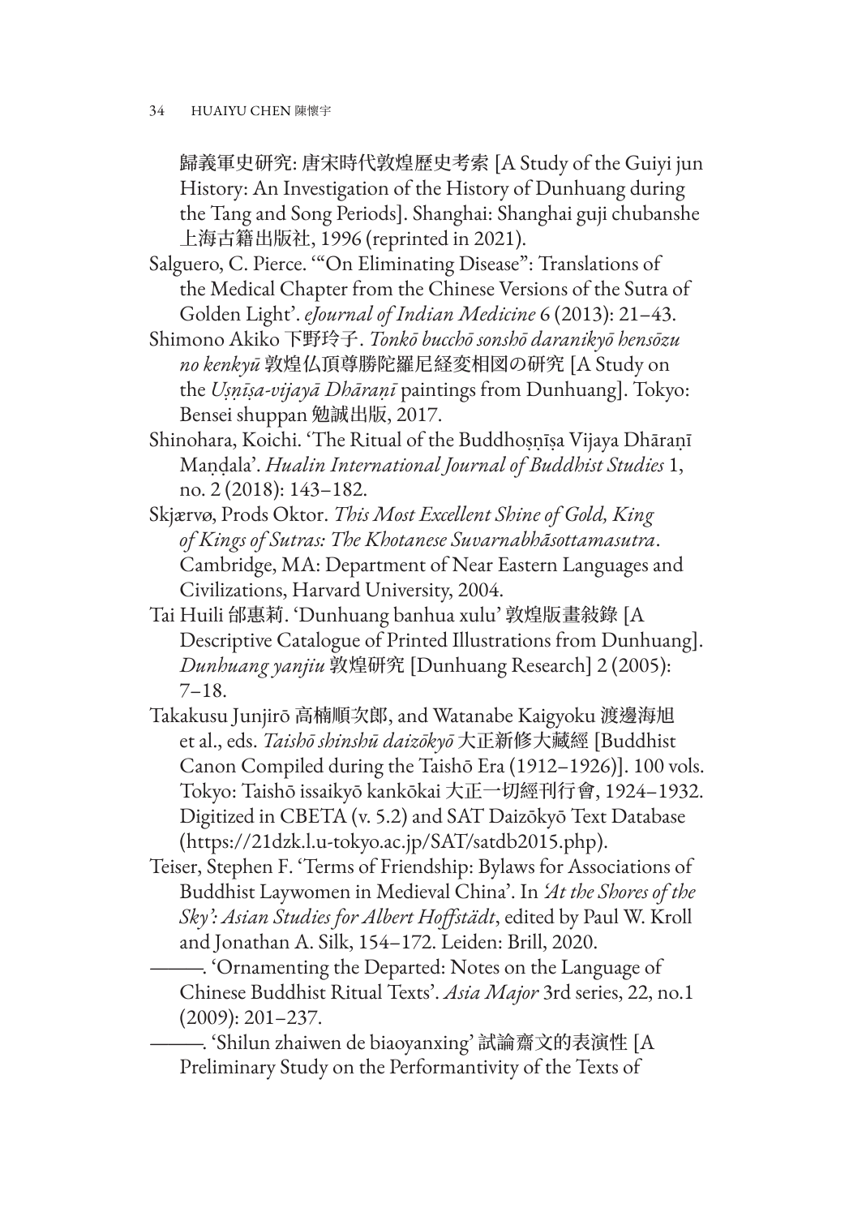歸義軍史研究: 唐宋時代敦煌歷史考索 [A Study of the Guiyi jun History: An Investigation of the History of Dunhuang during the Tang and Song Periods]. Shanghai: Shanghai guji chubanshe 上海古籍出版社, 1996 (reprinted in 2021).

Salguero, C. Pierce. '"On Eliminating Disease": Translations of the Medical Chapter from the Chinese Versions of the Sutra of Golden Light'. *eJournal of Indian Medicine* 6 (2013): 21–43.

Shimono Akiko 下野玲子. *Tonkō bucchō sonshō daranikyō hensōzu no kenkyū* 敦煌仏頂尊勝陀羅尼経変相図の研究 [A Study on the *Uṣṇīṣa-vijayā Dhāraṇī* paintings from Dunhuang]. Tokyo: Bensei shuppan 勉誠出版, 2017.

Shinohara, Koichi. 'The Ritual of the Buddhoṣṇīṣa Vijaya Dhāraṇī Maṇḍala'. *Hualin International Journal of Buddhist Studies* 1, no. 2 (2018): 143–182.

Skjærvø, Prods Oktor. *This Most Excellent Shine of Gold, King of Kings of Sutras: The Khotanese Suvarnabhāsottamasutra*. Cambridge, MA: Department of Near Eastern Languages and Civilizations, Harvard University, 2004.

Tai Huili 邰惠莉. 'Dunhuang banhua xulu' 敦煌版畫敘錄 [A Descriptive Catalogue of Printed Illustrations from Dunhuang]. *Dunhuang yanjiu* 敦煌研究 [Dunhuang Research] 2 (2005): 7–18.

Takakusu Junjirō 高楠順次郎, and Watanabe Kaigyoku 渡邊海旭 et al., eds. *Taishō shinshū daizōkyō* 大正新修大藏經 [Buddhist Canon Compiled during the Taishō Era (1912–1926)]. 100 vols. Tokyo: Taishō issaikyō kankōkai 大正一切經刊行會, 1924–1932. Digitized in CBETA (v. 5.2) and SAT Daizōkyō Text Database (https://21dzk.l.u-tokyo.ac.jp/SAT/satdb2015.php).

Teiser, Stephen F. 'Terms of Friendship: Bylaws for Associations of Buddhist Laywomen in Medieval China'. In *'At the Shores of the Sky': Asian Studies for Albert Hoffstädt*, edited by Paul W. Kroll and Jonathan A. Silk, 154–172. Leiden: Brill, 2020.

———. 'Ornamenting the Departed: Notes on the Language of Chinese Buddhist Ritual Texts'. *Asia Major* 3rd series, 22, no.1 (2009): 201–237.

———. 'Shilun zhaiwen de biaoyanxing' 試論齋文的表演性 [A Preliminary Study on the Performantivity of the Texts of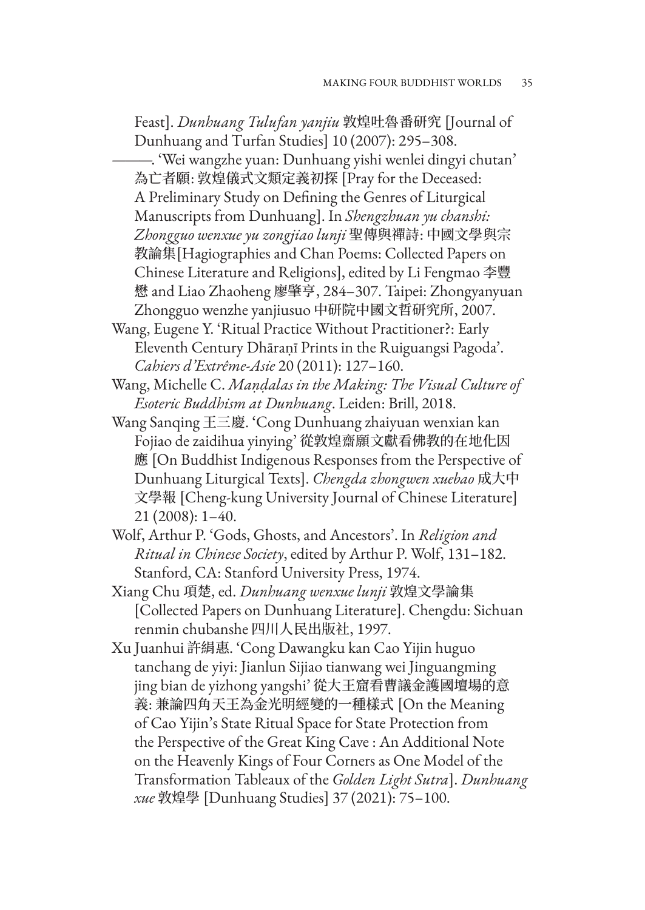Feast]. *Dunhuang Tulufan yanjiu* 敦煌吐魯番研究 [Journal of Dunhuang and Turfan Studies] 10 (2007): 295–308.

———. 'Wei wangzhe yuan: Dunhuang yishi wenlei dingyi chutan' 為亡者願: 敦煌儀式文類定義初探 [Pray for the Deceased: A Preliminary Study on Defining the Genres of Liturgical Manuscripts from Dunhuang]. In *Shengzhuan yu chanshi: Zhongguo wenxue yu zongjiao lunji* 聖傳與禪詩: 中國文學與宗教論集 [Hagiographies and Chan Poems: Collected Papers on Chinese Literature and Religions], edited by Li Fengmao 李豐楙 and Liao Zhaoheng 廖肇亨, 284–307. Taipei: Zhongyanyuan Zhongguo wenzhe yanjiusuo 中研院中國文哲研究所, 2007.

Wang, Eugene Y. 'Ritual Practice Without Practitioner?: Early Eleventh Century Dhāraṇī Prints in the Ruiguangsi Pagoda'. *Cahiers d'Extrême-Asie* 20 (2011): 127–160.

Wang, Michelle C. *Maṇḍalas in the Making: The Visual Culture of Esoteric Buddhism at Dunhuang*. Leiden: Brill, 2018.

Wang Sanqing 王三慶. 'Cong Dunhuang zhaiyuan wenxian kan Fojiao de zaidihua yinying' 從敦煌齋願文獻看佛教的在地化因應 [On Buddhist Indigenous Responses from the Perspective of Dunhuang Liturgical Texts]. *Chengda zhongwen xuebao* 成大中文學報 [Cheng-kung University Journal of Chinese Literature] 21 (2008): 1–40.

Wolf, Arthur P. 'Gods, Ghosts, and Ancestors'. In *Religion and Ritual in Chinese Society*, edited by Arthur P. Wolf, 131–182. Stanford, CA: Stanford University Press, 1974.

Xiang Chu 項楚, ed. *Dunhuang wenxue lunji* 敦煌文學論集 [Collected Papers on Dunhuang Literature]. Chengdu: Sichuan renmin chubanshe 四川人民出版社, 1997.

Xu Juanhui 許絹惠. 'Cong Dawangku kan Cao Yijin huguo tanchang de yiyi: Jianlun Sijiao tianwang wei Jinguangming jing bian de yizhong yangshi' 從大王窟看曹議金護國壇場的意義: 兼論四角天王為金光明經變的一種樣式 [On the Meaning of Cao Yijin's State Ritual Space for State Protection from the Perspective of the Great King Cave : An Additional Note on the Heavenly Kings of Four Corners as One Model of the Transformation Tableaux of the *Golden Light Sutra*]. *Dunhuang xue* 敦煌學 [Dunhuang Studies] 37 (2021): 75–100.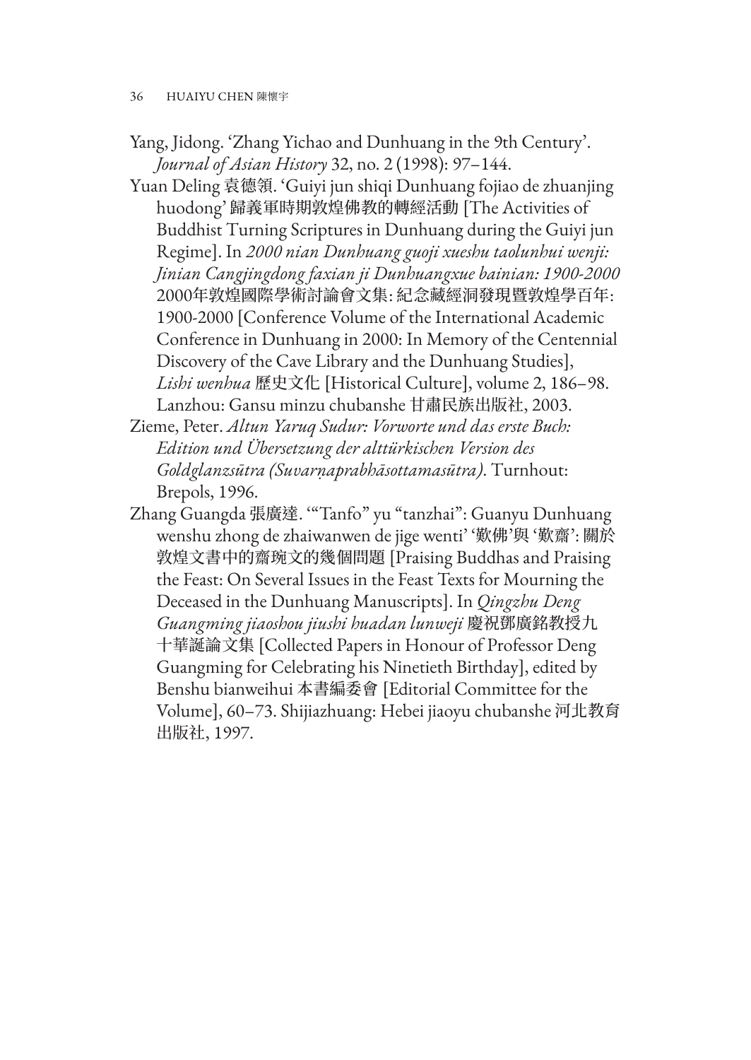Yang, Jidong. 'Zhang Yichao and Dunhuang in the 9th Century'. *Journal of Asian History* 32, no. 2 (1998): 97–144.

Yuan Deling 袁德領. 'Guiyi jun shiqi Dunhuang fojiao de zhuanjing huodong' 歸義軍時期敦煌佛教的轉經活動 [The Activities of Buddhist Turning Scriptures in Dunhuang during the Guiyi jun Regime]. In *2000 nian Dunhuang guoji xueshu taolunhui wenji: Jinian Cangjingdong faxian ji Dunhuangxue bainian: 1900-2000* 2000年敦煌國際學術討論會文集: 紀念藏經洞發現暨敦煌學百年: 1900-2000 [Conference Volume of the International Academic Conference in Dunhuang in 2000: In Memory of the Centennial Discovery of the Cave Library and the Dunhuang Studies], *Lishi wenhua* 歷史文化 [Historical Culture], volume 2, 186–98. Lanzhou: Gansu minzu chubanshe 甘肅民族出版社, 2003.

Zieme, Peter. *Altun Yaruq Sudur: Vorworte und das erste Buch: Edition und Übersetzung der alttürkischen Version des Goldglanzsūtra (Suvarṇaprabhāsottamasūtra)*. Turnhout: Brepols, 1996.

Zhang Guangda 張廣達. '"Tanfo" yu "tanzhai": Guanyu Dunhuang wenshu zhong de zhaiwanwen de jige wenti' '歎佛'與 '歎齋': 關於敦煌文書中的齋琬文的幾個問題 [Praising Buddhas and Praising the Feast: On Several Issues in the Feast Texts for Mourning the Deceased in the Dunhuang Manuscripts]. In *Qingzhu Deng Guangming jiaoshou jiushi huadan lunweji* 慶祝鄧廣銘教授九十華誕論文集 [Collected Papers in Honour of Professor Deng Guangming for Celebrating his Ninetieth Birthday], edited by Benshu bianweihui 本書編委會 [Editorial Committee for the Volume], 60–73. Shijiazhuang: Hebei jiaoyu chubanshe 河北教育出版社, 1997.